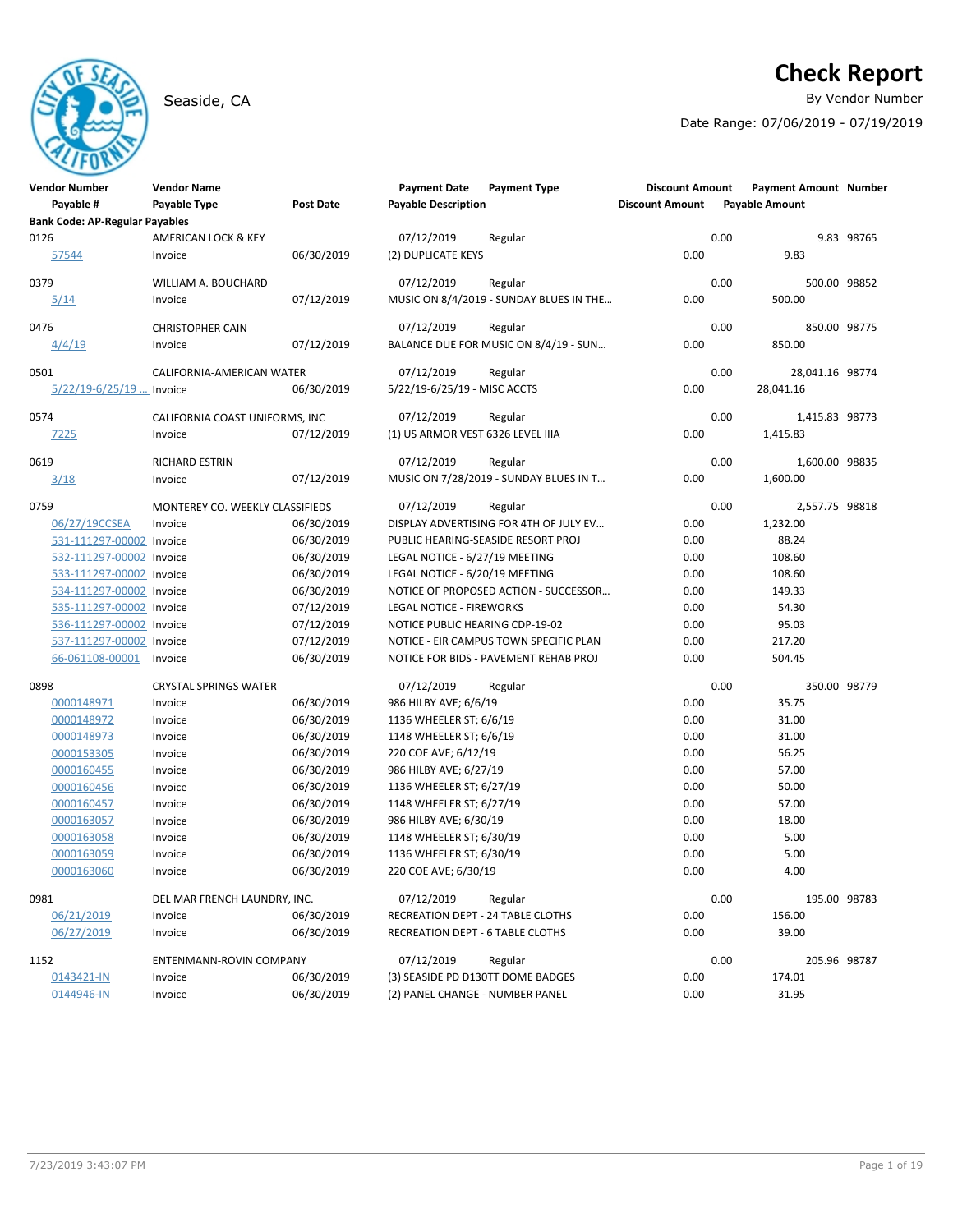# Check Report

Seaside, CA

By Vendor Number

Date Range: 07/06/2019 - 07/19/2019

| Vendor Number / Payable # | Vendor Name / Payable Type | Post Date | Payment Date / Payable Description | Payment Type | Discount Amount | Payment Amount / Payable Amount | Number |
|---|---|---|---|---|---|---|---|
| **Bank Code: AP-Regular Payables** | | | | | | | |
| 0126 | AMERICAN LOCK & KEY | | 07/12/2019 | Regular | 0.00 | 9.83 | 98765 |
| 57544 | Invoice | 06/30/2019 | (2) DUPLICATE KEYS | | 0.00 | 9.83 | |
| 0379 | WILLIAM A. BOUCHARD | | 07/12/2019 | Regular | 0.00 | 500.00 | 98852 |
| 5/14 | Invoice | 07/12/2019 | MUSIC ON 8/4/2019 - SUNDAY BLUES IN THE… | | 0.00 | 500.00 | |
| 0476 | CHRISTOPHER CAIN | | 07/12/2019 | Regular | 0.00 | 850.00 | 98775 |
| 4/4/19 | Invoice | 07/12/2019 | BALANCE DUE FOR MUSIC ON 8/4/19 - SUN… | | 0.00 | 850.00 | |
| 0501 | CALIFORNIA-AMERICAN WATER | | 07/12/2019 | Regular | 0.00 | 28,041.16 | 98774 |
| 5/22/19-6/25/19 … | Invoice | 06/30/2019 | 5/22/19-6/25/19 - MISC ACCTS | | 0.00 | 28,041.16 | |
| 0574 | CALIFORNIA COAST UNIFORMS, INC | | 07/12/2019 | Regular | 0.00 | 1,415.83 | 98773 |
| 7225 | Invoice | 07/12/2019 | (1) US ARMOR VEST 6326 LEVEL IIIA | | 0.00 | 1,415.83 | |
| 0619 | RICHARD ESTRIN | | 07/12/2019 | Regular | 0.00 | 1,600.00 | 98835 |
| 3/18 | Invoice | 07/12/2019 | MUSIC ON 7/28/2019 - SUNDAY BLUES IN T… | | 0.00 | 1,600.00 | |
| 0759 | MONTEREY CO. WEEKLY CLASSIFIEDS | | 07/12/2019 | Regular | 0.00 | 2,557.75 | 98818 |
| 06/27/19CCSEA | Invoice | 06/30/2019 | DISPLAY ADVERTISING FOR 4TH OF JULY EV… | | 0.00 | 1,232.00 | |
| 531-111297-00002 | Invoice | 06/30/2019 | PUBLIC HEARING-SEASIDE RESORT PROJ | | 0.00 | 88.24 | |
| 532-111297-00002 | Invoice | 06/30/2019 | LEGAL NOTICE - 6/27/19 MEETING | | 0.00 | 108.60 | |
| 533-111297-00002 | Invoice | 06/30/2019 | LEGAL NOTICE - 6/20/19 MEETING | | 0.00 | 108.60 | |
| 534-111297-00002 | Invoice | 06/30/2019 | NOTICE OF PROPOSED ACTION - SUCCESSOR… | | 0.00 | 149.33 | |
| 535-111297-00002 | Invoice | 07/12/2019 | LEGAL NOTICE - FIREWORKS | | 0.00 | 54.30 | |
| 536-111297-00002 | Invoice | 07/12/2019 | NOTICE PUBLIC HEARING CDP-19-02 | | 0.00 | 95.03 | |
| 537-111297-00002 | Invoice | 07/12/2019 | NOTICE - EIR CAMPUS TOWN SPECIFIC PLAN | | 0.00 | 217.20 | |
| 66-061108-00001 | Invoice | 06/30/2019 | NOTICE FOR BIDS - PAVEMENT REHAB PROJ | | 0.00 | 504.45 | |
| 0898 | CRYSTAL SPRINGS WATER | | 07/12/2019 | Regular | 0.00 | 350.00 | 98779 |
| 0000148971 | Invoice | 06/30/2019 | 986 HILBY AVE; 6/6/19 | | 0.00 | 35.75 | |
| 0000148972 | Invoice | 06/30/2019 | 1136 WHEELER ST; 6/6/19 | | 0.00 | 31.00 | |
| 0000148973 | Invoice | 06/30/2019 | 1148 WHEELER ST; 6/6/19 | | 0.00 | 31.00 | |
| 0000153305 | Invoice | 06/30/2019 | 220 COE AVE; 6/12/19 | | 0.00 | 56.25 | |
| 0000160455 | Invoice | 06/30/2019 | 986 HILBY AVE; 6/27/19 | | 0.00 | 57.00 | |
| 0000160456 | Invoice | 06/30/2019 | 1136 WHEELER ST; 6/27/19 | | 0.00 | 50.00 | |
| 0000160457 | Invoice | 06/30/2019 | 1148 WHEELER ST; 6/27/19 | | 0.00 | 57.00 | |
| 0000163057 | Invoice | 06/30/2019 | 986 HILBY AVE; 6/30/19 | | 0.00 | 18.00 | |
| 0000163058 | Invoice | 06/30/2019 | 1148 WHEELER ST; 6/30/19 | | 0.00 | 5.00 | |
| 0000163059 | Invoice | 06/30/2019 | 1136 WHEELER ST; 6/30/19 | | 0.00 | 5.00 | |
| 0000163060 | Invoice | 06/30/2019 | 220 COE AVE; 6/30/19 | | 0.00 | 4.00 | |
| 0981 | DEL MAR FRENCH LAUNDRY, INC. | | 07/12/2019 | Regular | 0.00 | 195.00 | 98783 |
| 06/21/2019 | Invoice | 06/30/2019 | RECREATION DEPT - 24 TABLE CLOTHS | | 0.00 | 156.00 | |
| 06/27/2019 | Invoice | 06/30/2019 | RECREATION DEPT - 6 TABLE CLOTHS | | 0.00 | 39.00 | |
| 1152 | ENTENMANN-ROVIN COMPANY | | 07/12/2019 | Regular | 0.00 | 205.96 | 98787 |
| 0143421-IN | Invoice | 06/30/2019 | (3) SEASIDE PD D130TT DOME BADGES | | 0.00 | 174.01 | |
| 0144946-IN | Invoice | 06/30/2019 | (2) PANEL CHANGE - NUMBER PANEL | | 0.00 | 31.95 | |

7/23/2019 3:43:07 PM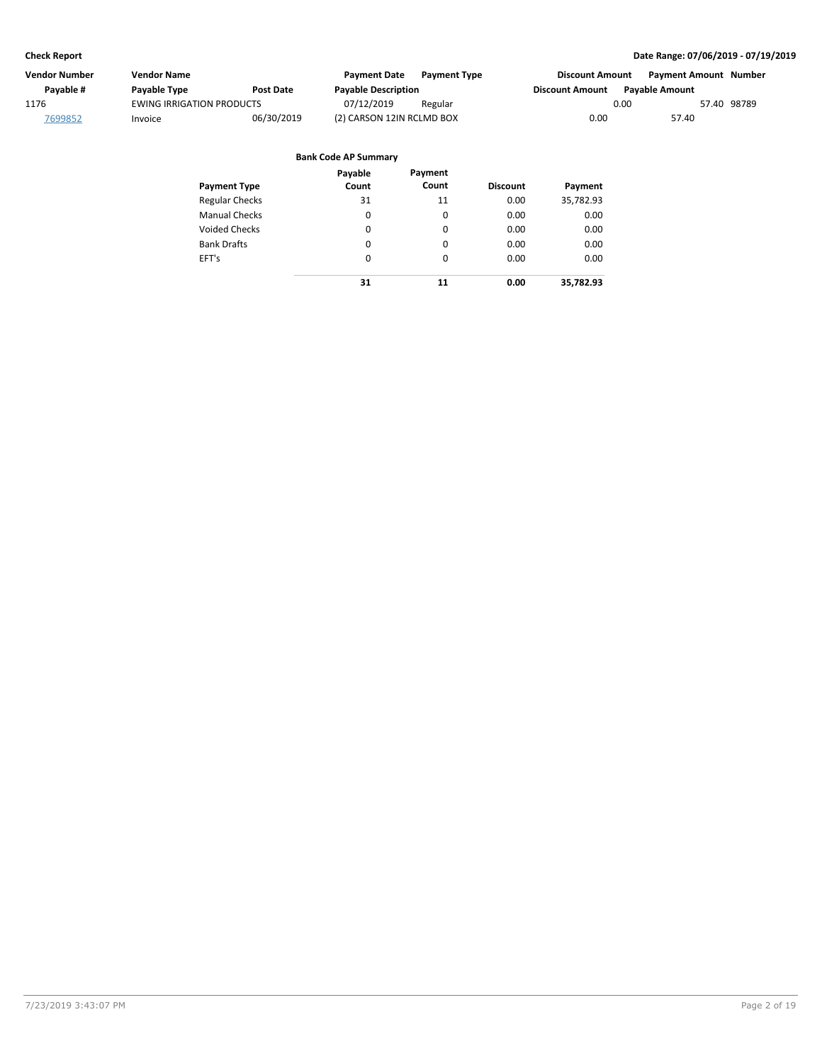| Vendor Number | Vendor Name | | Payment Date | Payment Type | Discount Amount | Payment Amount | Number |
|---|---|---|---|---|---|---|---|
| Payable # | Payable Type | Post Date | Payable Description | | Discount Amount | Payable Amount | |
| 1176 | EWING IRRIGATION PRODUCTS | | 07/12/2019 | Regular | 0.00 | 57.40 | 98789 |
| 7699852 | Invoice | 06/30/2019 | (2) CARSON 12IN RCLMD BOX | | 0.00 | 57.40 | |

**Bank Code AP Summary**

| Payment Type | Payable Count | Payment Count | Discount | Payment |
|---|---|---|---|---|
| Regular Checks | 31 | 11 | 0.00 | 35,782.93 |
| Manual Checks | 0 | 0 | 0.00 | 0.00 |
| Voided Checks | 0 | 0 | 0.00 | 0.00 |
| Bank Drafts | 0 | 0 | 0.00 | 0.00 |
| EFT's | 0 | 0 | 0.00 | 0.00 |
| | **31** | **11** | **0.00** | **35,782.93** |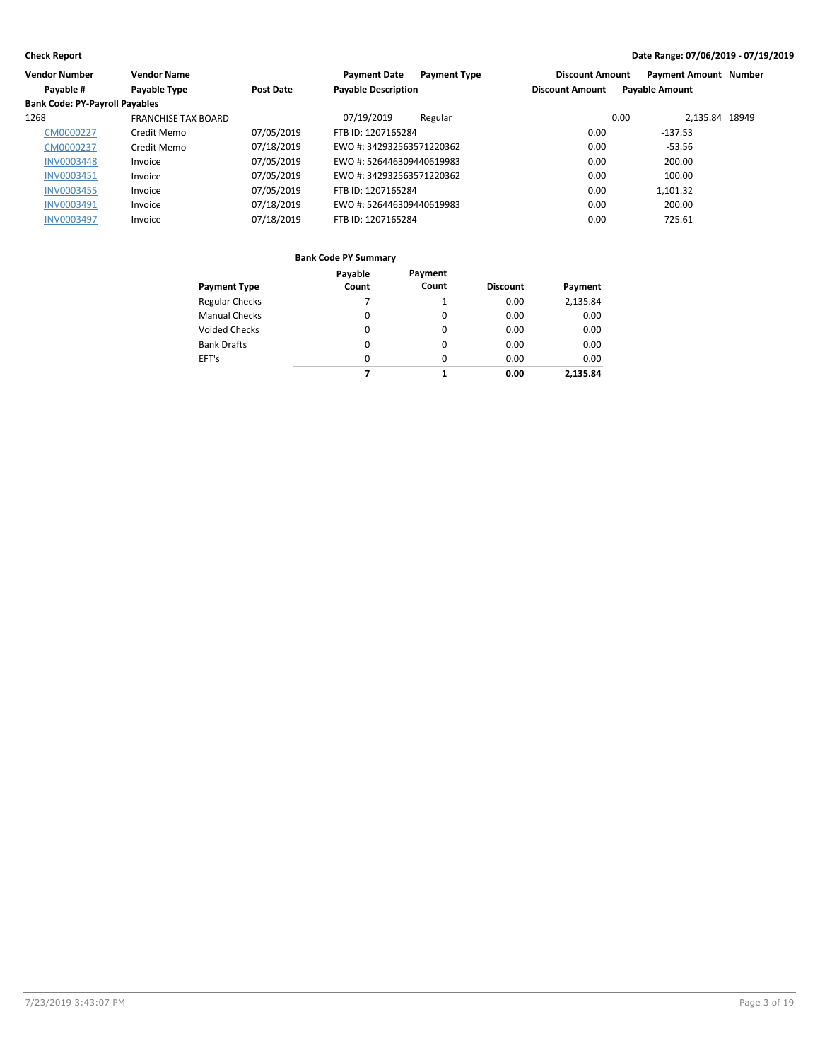**Check Report**

**Date Range: 07/06/2019 - 07/19/2019**

| Vendor Number | Vendor Name | | Payment Date | Payment Type | Discount Amount | Payment Amount | Number |
|---|---|---|---|---|---|---|---|
| **Payable #** | **Payable Type** | **Post Date** | **Payable Description** | | **Discount Amount** | **Payable Amount** | |
| **Bank Code: PY-Payroll Payables** | | | | | | | |
| 1268 | FRANCHISE TAX BOARD | | 07/19/2019 | Regular | 0.00 | 2,135.84 | 18949 |
| CM0000227 | Credit Memo | 07/05/2019 | FTB ID: 1207165284 | | 0.00 | -137.53 | |
| CM0000237 | Credit Memo | 07/18/2019 | EWO #: 342932563571220362 | | 0.00 | -53.56 | |
| INV0003448 | Invoice | 07/05/2019 | EWO #: 526446309440619983 | | 0.00 | 200.00 | |
| INV0003451 | Invoice | 07/05/2019 | EWO #: 342932563571220362 | | 0.00 | 100.00 | |
| INV0003455 | Invoice | 07/05/2019 | FTB ID: 1207165284 | | 0.00 | 1,101.32 | |
| INV0003491 | Invoice | 07/18/2019 | EWO #: 526446309440619983 | | 0.00 | 200.00 | |
| INV0003497 | Invoice | 07/18/2019 | FTB ID: 1207165284 | | 0.00 | 725.61 | |

**Bank Code PY Summary**

| Payment Type | Payable Count | Payment Count | Discount | Payment |
|---|---|---|---|---|
| Regular Checks | 7 | 1 | 0.00 | 2,135.84 |
| Manual Checks | 0 | 0 | 0.00 | 0.00 |
| Voided Checks | 0 | 0 | 0.00 | 0.00 |
| Bank Drafts | 0 | 0 | 0.00 | 0.00 |
| EFT's | 0 | 0 | 0.00 | 0.00 |
| | **7** | **1** | **0.00** | **2,135.84** |

7/23/2019 3:43:07 PM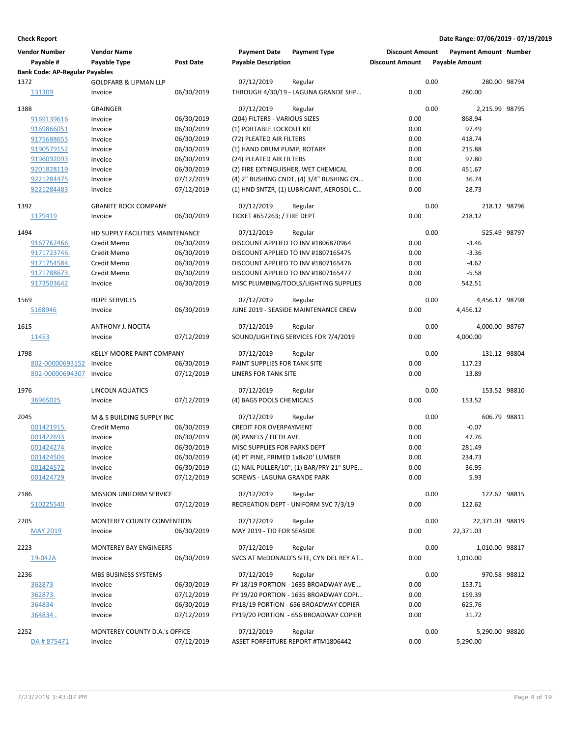**Check Report**

**Date Range: 07/06/2019 - 07/19/2019**

| Vendor Number | Vendor Name | | Payment Date | Payment Type | Discount Amount | Payment Amount | Number |
|---|---|---|---|---|---|---|---|
| Payable # | Payable Type | Post Date | Payable Description | | Discount Amount | Payable Amount | |
| **Bank Code: AP-Regular Payables** | | | | | | | |
| 1372 | GOLDFARB & LIPMAN LLP | | 07/12/2019 | Regular | 0.00 | 280.00 | 98794 |
| 131309 | Invoice | 06/30/2019 | THROUGH 4/30/19 - LAGUNA GRANDE SHP... | | 0.00 | 280.00 | |
| 1388 | GRAINGER | | 07/12/2019 | Regular | 0.00 | 2,215.99 | 98795 |
| 9169139616 | Invoice | 06/30/2019 | (204) FILTERS - VARIOUS SIZES | | 0.00 | 868.94 | |
| 9169866051 | Invoice | 06/30/2019 | (1) PORTABLE LOCKOUT KIT | | 0.00 | 97.49 | |
| 9175688655 | Invoice | 06/30/2019 | (72) PLEATED AIR FILTERS | | 0.00 | 418.74 | |
| 9190579152 | Invoice | 06/30/2019 | (1) HAND DRUM PUMP, ROTARY | | 0.00 | 215.88 | |
| 9196092093 | Invoice | 06/30/2019 | (24) PLEATED AIR FILTERS | | 0.00 | 97.80 | |
| 9201828119 | Invoice | 06/30/2019 | (2) FIRE EXTINGUISHER, WET CHEMICAL | | 0.00 | 451.67 | |
| 9221284475 | Invoice | 07/12/2019 | (4) 2" BUSHING CNDT, (4) 3/4" BUSHING CN... | | 0.00 | 36.74 | |
| 9221284483 | Invoice | 07/12/2019 | (1) HND SNTZR, (1) LUBRICANT, AEROSOL C... | | 0.00 | 28.73 | |
| 1392 | GRANITE ROCK COMPANY | | 07/12/2019 | Regular | 0.00 | 218.12 | 98796 |
| 1179419 | Invoice | 06/30/2019 | TICKET #657263; / FIRE DEPT | | 0.00 | 218.12 | |
| 1494 | HD SUPPLY FACILITIES MAINTENANCE | | 07/12/2019 | Regular | 0.00 | 525.49 | 98797 |
| 9167762466. | Credit Memo | 06/30/2019 | DISCOUNT APPLIED TO INV #1806870964 | | 0.00 | -3.46 | |
| 9171723746. | Credit Memo | 06/30/2019 | DISCOUNT APPLIED TO INV #1807165475 | | 0.00 | -3.36 | |
| 9171754584. | Credit Memo | 06/30/2019 | DISCOUNT APPLIED TO INV #1807165476 | | 0.00 | -4.62 | |
| 9171788673. | Credit Memo | 06/30/2019 | DISCOUNT APPLIED TO INV #1807165477 | | 0.00 | -5.58 | |
| 9173503642 | Invoice | 06/30/2019 | MISC PLUMBING/TOOLS/LIGHTING SUPPLIES | | 0.00 | 542.51 | |
| 1569 | HOPE SERVICES | | 07/12/2019 | Regular | 0.00 | 4,456.12 | 98798 |
| S168946 | Invoice | 06/30/2019 | JUNE 2019 - SEASIDE MAINTENANCE CREW | | 0.00 | 4,456.12 | |
| 1615 | ANTHONY J. NOCITA | | 07/12/2019 | Regular | 0.00 | 4,000.00 | 98767 |
| 11453 | Invoice | 07/12/2019 | SOUND/LIGHTING SERVICES FOR 7/4/2019 | | 0.00 | 4,000.00 | |
| 1798 | KELLY-MOORE PAINT COMPANY | | 07/12/2019 | Regular | 0.00 | 131.12 | 98804 |
| 802-00000693152 | Invoice | 06/30/2019 | PAINT SUPPLIES FOR TANK SITE | | 0.00 | 117.23 | |
| 802-00000694307 | Invoice | 07/12/2019 | LINERS FOR TANK SITE | | 0.00 | 13.89 | |
| 1976 | LINCOLN AQUATICS | | 07/12/2019 | Regular | 0.00 | 153.52 | 98810 |
| 36965025 | Invoice | 07/12/2019 | (4) BAGS POOLS CHEMICALS | | 0.00 | 153.52 | |
| 2045 | M & S BUILDING SUPPLY INC | | 07/12/2019 | Regular | 0.00 | 606.79 | 98811 |
| 001421915. | Credit Memo | 06/30/2019 | CREDIT FOR OVERPAYMENT | | 0.00 | -0.07 | |
| 001422693 | Invoice | 06/30/2019 | (8) PANELS / FIFTH AVE. | | 0.00 | 47.76 | |
| 001424274 | Invoice | 06/30/2019 | MISC SUPPLIES FOR PARKS DEPT | | 0.00 | 281.49 | |
| 001424504 | Invoice | 06/30/2019 | (4) PT PINE, PRIMED 1x8x20' LUMBER | | 0.00 | 234.73 | |
| 001424572 | Invoice | 06/30/2019 | (1) NAIL PULLER/10", (1) BAR/PRY 21" SUPE... | | 0.00 | 36.95 | |
| 001424729 | Invoice | 07/12/2019 | SCREWS - LAGUNA GRANDE PARK | | 0.00 | 5.93 | |
| 2186 | MISSION UNIFORM SERVICE | | 07/12/2019 | Regular | 0.00 | 122.62 | 98815 |
| 510225540 | Invoice | 07/12/2019 | RECREATION DEPT - UNIFORM SVC 7/3/19 | | 0.00 | 122.62 | |
| 2205 | MONTEREY COUNTY CONVENTION | | 07/12/2019 | Regular | 0.00 | 22,371.03 | 98819 |
| MAY 2019 | Invoice | 06/30/2019 | MAY 2019 - TID FOR SEASIDE | | 0.00 | 22,371.03 | |
| 2223 | MONTEREY BAY ENGINEERS | | 07/12/2019 | Regular | 0.00 | 1,010.00 | 98817 |
| 19-042A | Invoice | 06/30/2019 | SVCS AT McDONALD'S SITE, CYN DEL REY AT... | | 0.00 | 1,010.00 | |
| 2236 | MBS BUSINESS SYSTEMS | | 07/12/2019 | Regular | 0.00 | 970.58 | 98812 |
| 362873 | Invoice | 06/30/2019 | FY 18/19 PORTION - 1635 BROADWAY AVE ... | | 0.00 | 153.71 | |
| 362873. | Invoice | 07/12/2019 | FY 19/20 PORTION - 1635 BROADWAY COPI... | | 0.00 | 159.39 | |
| 364834 | Invoice | 06/30/2019 | FY18/19 PORTION - 656 BROADWAY COPIER | | 0.00 | 625.76 | |
| 364834 . | Invoice | 07/12/2019 | FY19/20 PORTION - 656 BROADWAY COPIER | | 0.00 | 31.72 | |
| 2252 | MONTEREY COUNTY D.A.'s OFFICE | | 07/12/2019 | Regular | 0.00 | 5,290.00 | 98820 |
| DA # 875471 | Invoice | 07/12/2019 | ASSET FORFEITURE REPORT #TM1806442 | | 0.00 | 5,290.00 | |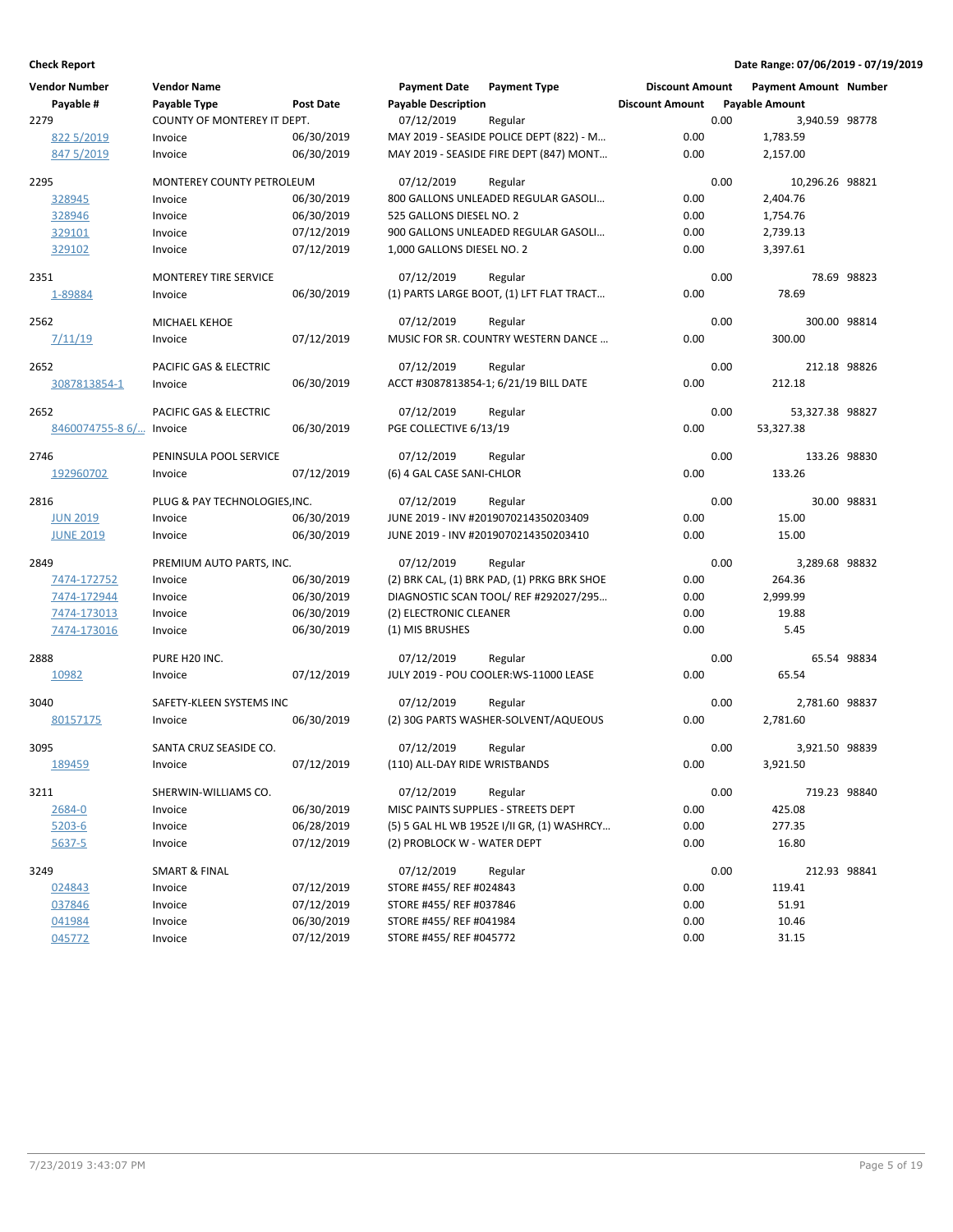**Check Report** **Date Range: 07/06/2019 - 07/19/2019**

| Vendor Number / Payable # | Vendor Name / Payable Type | Post Date | Payment Date / Payable Description | Payment Type | Discount Amount | Payment Amount / Payable Amount | Number |
|---|---|---|---|---|---|---|---|
| 2279 | COUNTY OF MONTEREY IT DEPT. | | 07/12/2019 | Regular | 0.00 | 3,940.59 | 98778 |
| 822 5/2019 | Invoice | 06/30/2019 | MAY 2019 - SEASIDE POLICE DEPT (822) - M… | | 0.00 | 1,783.59 | |
| 847 5/2019 | Invoice | 06/30/2019 | MAY 2019 - SEASIDE FIRE DEPT (847) MONT… | | 0.00 | 2,157.00 | |
| 2295 | MONTEREY COUNTY PETROLEUM | | 07/12/2019 | Regular | 0.00 | 10,296.26 | 98821 |
| 328945 | Invoice | 06/30/2019 | 800 GALLONS UNLEADED REGULAR GASOLI… | | 0.00 | 2,404.76 | |
| 328946 | Invoice | 06/30/2019 | 525 GALLONS DIESEL NO. 2 | | 0.00 | 1,754.76 | |
| 329101 | Invoice | 07/12/2019 | 900 GALLONS UNLEADED REGULAR GASOLI… | | 0.00 | 2,739.13 | |
| 329102 | Invoice | 07/12/2019 | 1,000 GALLONS DIESEL NO. 2 | | 0.00 | 3,397.61 | |
| 2351 | MONTEREY TIRE SERVICE | | 07/12/2019 | Regular | 0.00 | 78.69 | 98823 |
| 1-89884 | Invoice | 06/30/2019 | (1) PARTS LARGE BOOT, (1) LFT FLAT TRACT… | | 0.00 | 78.69 | |
| 2562 | MICHAEL KEHOE | | 07/12/2019 | Regular | 0.00 | 300.00 | 98814 |
| 7/11/19 | Invoice | 07/12/2019 | MUSIC FOR SR. COUNTRY WESTERN DANCE … | | 0.00 | 300.00 | |
| 2652 | PACIFIC GAS & ELECTRIC | | 07/12/2019 | Regular | 0.00 | 212.18 | 98826 |
| 3087813854-1 | Invoice | 06/30/2019 | ACCT #3087813854-1; 6/21/19 BILL DATE | | 0.00 | 212.18 | |
| 2652 | PACIFIC GAS & ELECTRIC | | 07/12/2019 | Regular | 0.00 | 53,327.38 | 98827 |
| 8460074755-8 6/… | Invoice | 06/30/2019 | PGE COLLECTIVE 6/13/19 | | 0.00 | 53,327.38 | |
| 2746 | PENINSULA POOL SERVICE | | 07/12/2019 | Regular | 0.00 | 133.26 | 98830 |
| 192960702 | Invoice | 07/12/2019 | (6) 4 GAL CASE SANI-CHLOR | | 0.00 | 133.26 | |
| 2816 | PLUG & PAY TECHNOLOGIES,INC. | | 07/12/2019 | Regular | 0.00 | 30.00 | 98831 |
| JUN 2019 | Invoice | 06/30/2019 | JUNE 2019 - INV #20190702143502034​09 | | 0.00 | 15.00 | |
| JUNE 2019 | Invoice | 06/30/2019 | JUNE 2019 - INV #20190702143502034​10 | | 0.00 | 15.00 | |
| 2849 | PREMIUM AUTO PARTS, INC. | | 07/12/2019 | Regular | 0.00 | 3,289.68 | 98832 |
| 7474-172752 | Invoice | 06/30/2019 | (2) BRK CAL, (1) BRK PAD, (1) PRKG BRK SHOE | | 0.00 | 264.36 | |
| 7474-172944 | Invoice | 06/30/2019 | DIAGNOSTIC SCAN TOOL/ REF #292027/295… | | 0.00 | 2,999.99 | |
| 7474-173013 | Invoice | 06/30/2019 | (2) ELECTRONIC CLEANER | | 0.00 | 19.88 | |
| 7474-173016 | Invoice | 06/30/2019 | (1) MIS BRUSHES | | 0.00 | 5.45 | |
| 2888 | PURE H20 INC. | | 07/12/2019 | Regular | 0.00 | 65.54 | 98834 |
| 10982 | Invoice | 07/12/2019 | JULY 2019 - POU COOLER:WS-11000 LEASE | | 0.00 | 65.54 | |
| 3040 | SAFETY-KLEEN SYSTEMS INC | | 07/12/2019 | Regular | 0.00 | 2,781.60 | 98837 |
| 80157175 | Invoice | 06/30/2019 | (2) 30G PARTS WASHER-SOLVENT/AQUEOUS | | 0.00 | 2,781.60 | |
| 3095 | SANTA CRUZ SEASIDE CO. | | 07/12/2019 | Regular | 0.00 | 3,921.50 | 98839 |
| 189459 | Invoice | 07/12/2019 | (110) ALL-DAY RIDE WRISTBANDS | | 0.00 | 3,921.50 | |
| 3211 | SHERWIN-WILLIAMS CO. | | 07/12/2019 | Regular | 0.00 | 719.23 | 98840 |
| 2684-0 | Invoice | 06/30/2019 | MISC PAINTS SUPPLIES - STREETS DEPT | | 0.00 | 425.08 | |
| 5203-6 | Invoice | 06/28/2019 | (5) 5 GAL HL WB 1952E I/II GR, (1) WASHRCY… | | 0.00 | 277.35 | |
| 5637-5 | Invoice | 07/12/2019 | (2) PROBLOCK W - WATER DEPT | | 0.00 | 16.80 | |
| 3249 | SMART & FINAL | | 07/12/2019 | Regular | 0.00 | 212.93 | 98841 |
| 024843 | Invoice | 07/12/2019 | STORE #455/ REF #024843 | | 0.00 | 119.41 | |
| 037846 | Invoice | 07/12/2019 | STORE #455/ REF #037846 | | 0.00 | 51.91 | |
| 041984 | Invoice | 06/30/2019 | STORE #455/ REF #041984 | | 0.00 | 10.46 | |
| 045772 | Invoice | 07/12/2019 | STORE #455/ REF #045772 | | 0.00 | 31.15 | |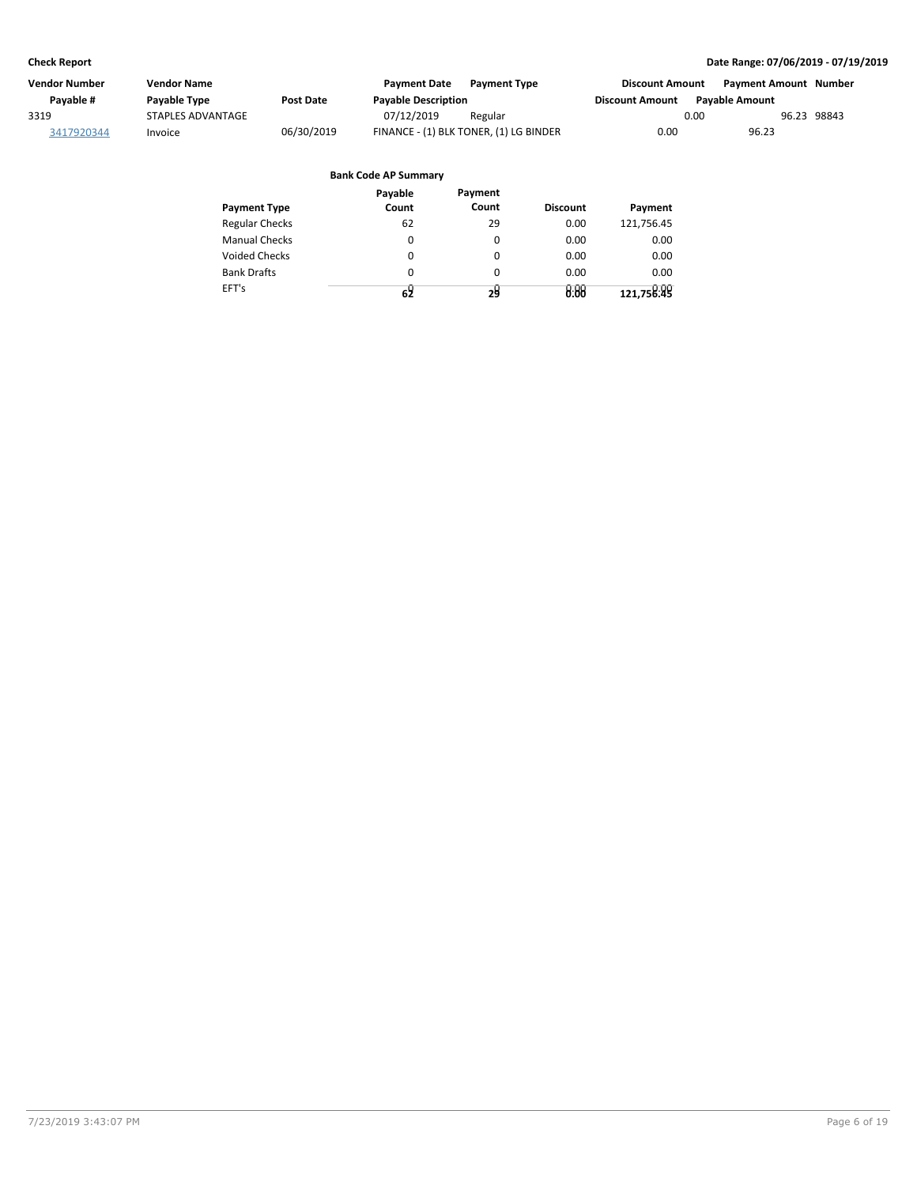**Check Report** — **Date Range: 07/06/2019 - 07/19/2019**

| Vendor Number | Vendor Name | | Payment Date | Payment Type | Discount Amount | Payment Amount | Number |
|---|---|---|---|---|---|---|---|
| Payable # | Payable Type | Post Date | Payable Description | | Discount Amount | Payable Amount | |
| 3319 | STAPLES ADVANTAGE | | 07/12/2019 | Regular | 0.00 | 96.23 | 98843 |
| 3417920344 | Invoice | 06/30/2019 | FINANCE - (1) BLK TONER, (1) LG BINDER | | 0.00 | 96.23 | |

**Bank Code AP Summary**

| Payment Type | Payable Count | Payment Count | Discount | Payment |
|---|---|---|---|---|
| Regular Checks | 62 | 29 | 0.00 | 121,756.45 |
| Manual Checks | 0 | 0 | 0.00 | 0.00 |
| Voided Checks | 0 | 0 | 0.00 | 0.00 |
| Bank Drafts | 0 | 0 | 0.00 | 0.00 |
| EFT's | 0 | 0 | 0.00 | 0.00 |
| | 62 | 29 | 0.00 | 121,756.45 |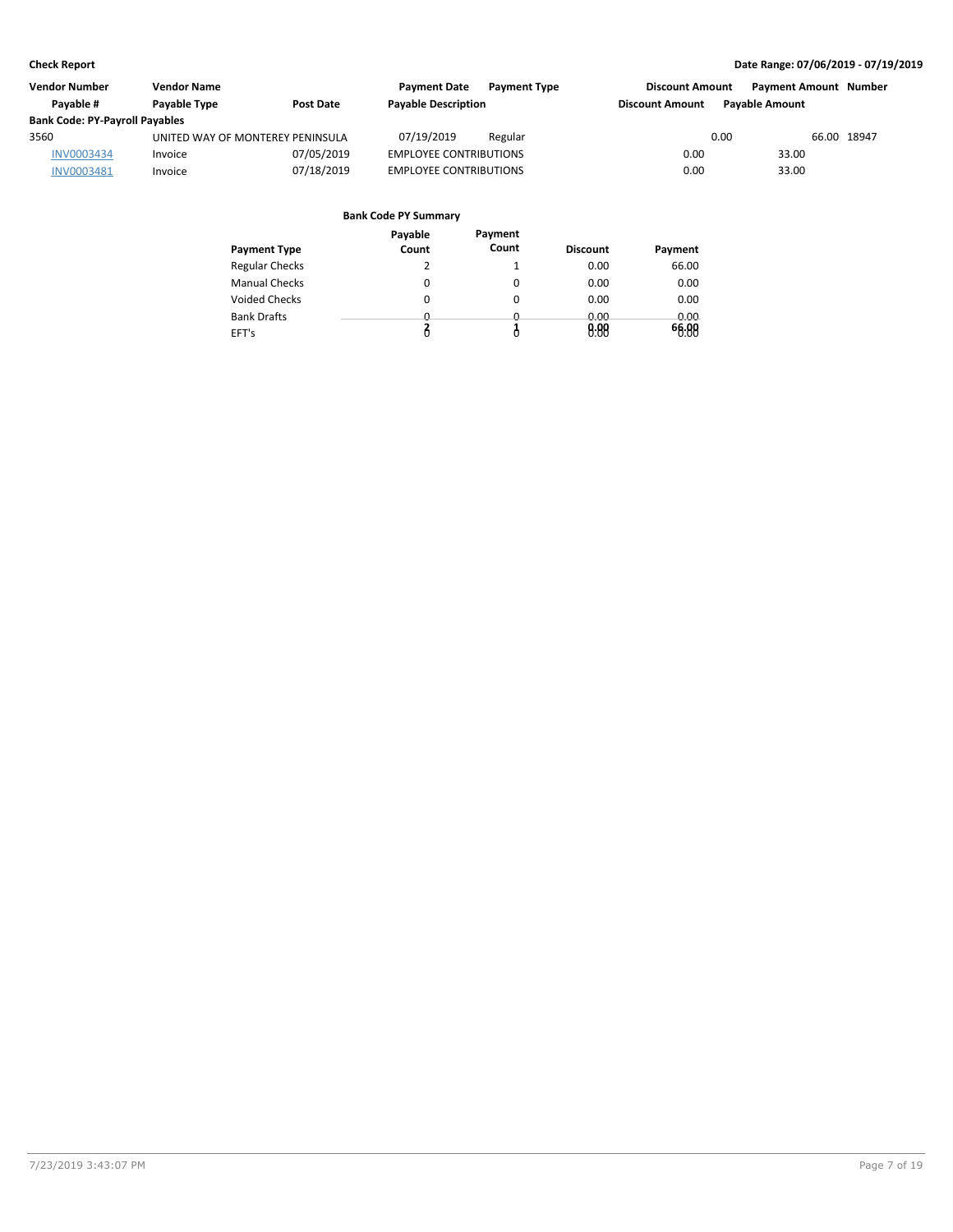**Check Report**

**Date Range: 07/06/2019 - 07/19/2019**

| Vendor Number | Vendor Name | | Payment Date | Payment Type | Discount Amount | Payment Amount | Number |
|---|---|---|---|---|---|---|---|
| Payable # | Payable Type | Post Date | Payable Description | | Discount Amount | Payable Amount | |
| **Bank Code: PY-Payroll Payables** | | | | | | | |
| 3560 | UNITED WAY OF MONTEREY PENINSULA | | 07/19/2019 | Regular | 0.00 | 66.00 | 18947 |
| INV0003434 | Invoice | 07/05/2019 | EMPLOYEE CONTRIBUTIONS | | 0.00 | 33.00 | |
| INV0003481 | Invoice | 07/18/2019 | EMPLOYEE CONTRIBUTIONS | | 0.00 | 33.00 | |

**Bank Code PY Summary**

| Payment Type | Payable Count | Payment Count | Discount | Payment |
|---|---|---|---|---|
| Regular Checks | 2 | 1 | 0.00 | 66.00 |
| Manual Checks | 0 | 0 | 0.00 | 0.00 |
| Voided Checks | 0 | 0 | 0.00 | 0.00 |
| Bank Drafts | 0 | 0 | 0.00 | 0.00 |
| EFT's | 0 | 0 | 0.00 | 0.00 |
| | 2 | 1 | 0.00 | 66.00 |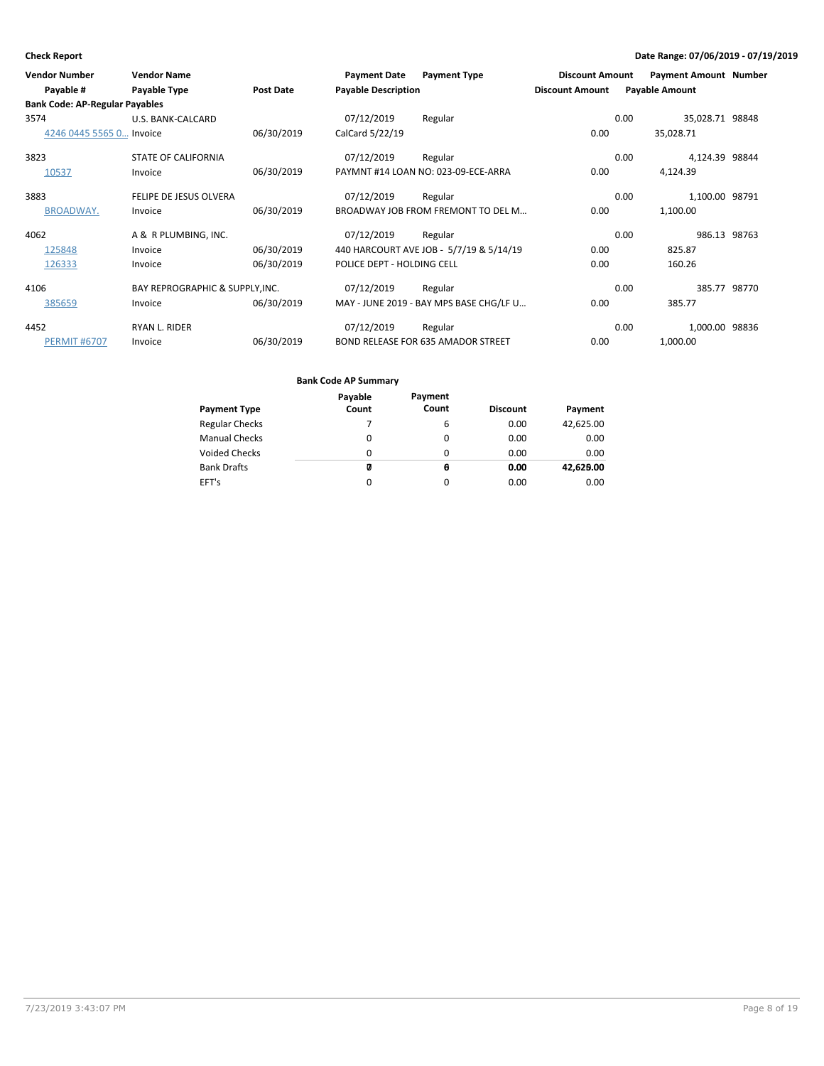**Check Report** | **Date Range: 07/06/2019 - 07/19/2019**

| Vendor Number / Payable # | Vendor Name / Payable Type | Post Date | Payment Date / Payable Description | Payment Type | Discount Amount / Discount Amount | Payment Amount / Payable Amount | Number |
|---|---|---|---|---|---|---|---|
| **Bank Code: AP-Regular Payables** | | | | | | | |
| 3574 | U.S. BANK-CALCARD | | 07/12/2019 | Regular | 0.00 | 35,028.71 | 98848 |
| 4246 0445 5565 0… | Invoice | 06/30/2019 | CalCard 5/22/19 | | 0.00 | 35,028.71 | |
| 3823 | STATE OF CALIFORNIA | | 07/12/2019 | Regular | 0.00 | 4,124.39 | 98844 |
| 10537 | Invoice | 06/30/2019 | PAYMNT #14 LOAN NO: 023-09-ECE-ARRA | | 0.00 | 4,124.39 | |
| 3883 | FELIPE DE JESUS OLVERA | | 07/12/2019 | Regular | 0.00 | 1,100.00 | 98791 |
| BROADWAY. | Invoice | 06/30/2019 | BROADWAY JOB FROM FREMONT TO DEL M… | | 0.00 | 1,100.00 | |
| 4062 | A & R PLUMBING, INC. | | 07/12/2019 | Regular | 0.00 | 986.13 | 98763 |
| 125848 | Invoice | 06/30/2019 | 440 HARCOURT AVE JOB - 5/7/19 & 5/14/19 | | 0.00 | 825.87 | |
| 126333 | Invoice | 06/30/2019 | POLICE DEPT - HOLDING CELL | | 0.00 | 160.26 | |
| 4106 | BAY REPROGRAPHIC & SUPPLY,INC. | | 07/12/2019 | Regular | 0.00 | 385.77 | 98770 |
| 385659 | Invoice | 06/30/2019 | MAY - JUNE 2019 - BAY MPS BASE CHG/LF U… | | 0.00 | 385.77 | |
| 4452 | RYAN L. RIDER | | 07/12/2019 | Regular | 0.00 | 1,000.00 | 98836 |
| PERMIT #6707 | Invoice | 06/30/2019 | BOND RELEASE FOR 635 AMADOR STREET | | 0.00 | 1,000.00 | |

**Bank Code AP Summary**

| Payment Type | Payable Count | Payment Count | Discount | Payment |
|---|---|---|---|---|
| Regular Checks | 7 | 6 | 0.00 | 42,625.00 |
| Manual Checks | 0 | 0 | 0.00 | 0.00 |
| Voided Checks | 0 | 0 | 0.00 | 0.00 |
| Bank Drafts | 0 | 0 | 0.00 | 0.00 |
| EFT's | 0 | 0 | 0.00 | 0.00 |
| | **7** | **6** | **0.00** | **42,625.00** |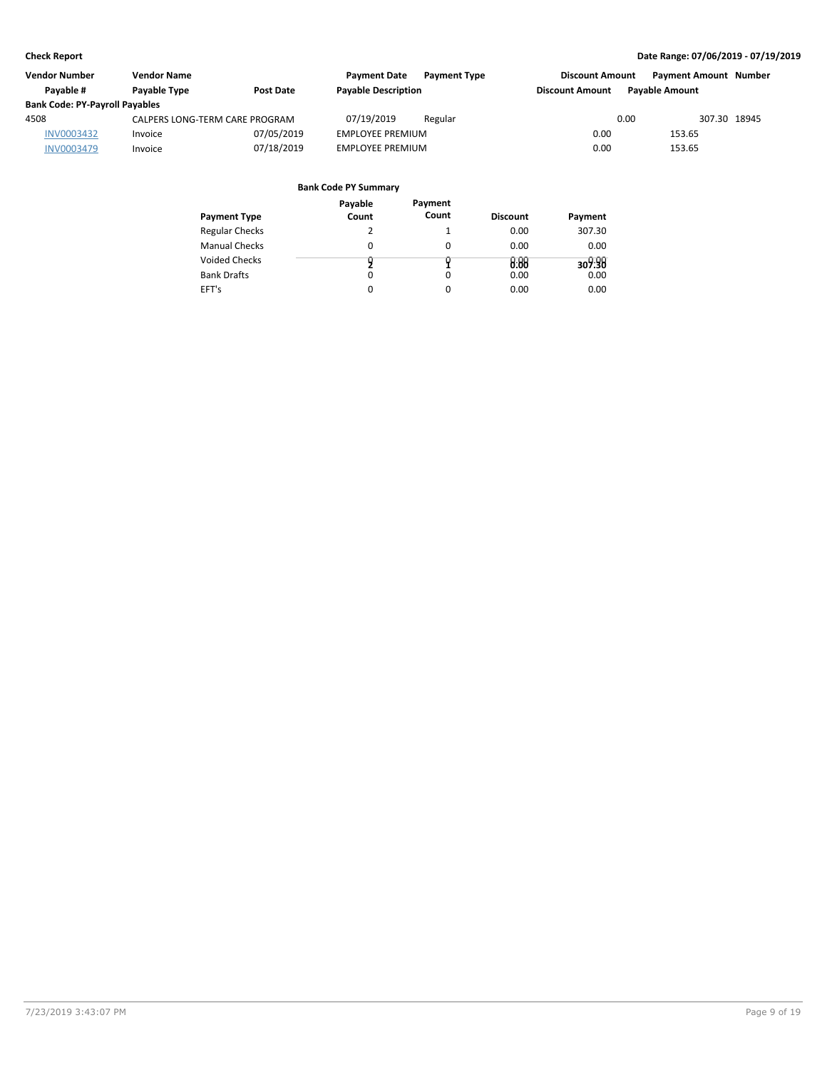| Vendor Number | Vendor Name | | Payment Date | Payment Type | Discount Amount | Payment Amount | Number |
|---|---|---|---|---|---|---|---|
| **Payable #** | **Payable Type** | **Post Date** | **Payable Description** | | **Discount Amount** | **Payable Amount** | |

**Bank Code: PY-Payroll Payables**

| Vendor Number | Vendor Name | Post Date | Payment Date / Description | Payment Type | Discount Amount | Payment Amount | Number |
|---|---|---|---|---|---|---|---|
| 4508 | CALPERS LONG-TERM CARE PROGRAM | | 07/19/2019 | Regular | 0.00 | 307.30 | 18945 |
| INV0003432 | Invoice | 07/05/2019 | EMPLOYEE PREMIUM | | 0.00 | 153.65 | |
| INV0003479 | Invoice | 07/18/2019 | EMPLOYEE PREMIUM | | 0.00 | 153.65 | |

**Bank Code PY Summary**

| Payment Type | Payable Count | Payment Count | Discount | Payment |
|---|---|---|---|---|
| Regular Checks | 2 | 1 | 0.00 | 307.30 |
| Manual Checks | 0 | 0 | 0.00 | 0.00 |
| Voided Checks | 0 | 0 | 0.00 | 0.00 |
| Bank Drafts | 0 | 0 | 0.00 | 0.00 |
| EFT's | 0 | 0 | 0.00 | 0.00 |
| | 2 | 1 | 0.00 | 307.30 |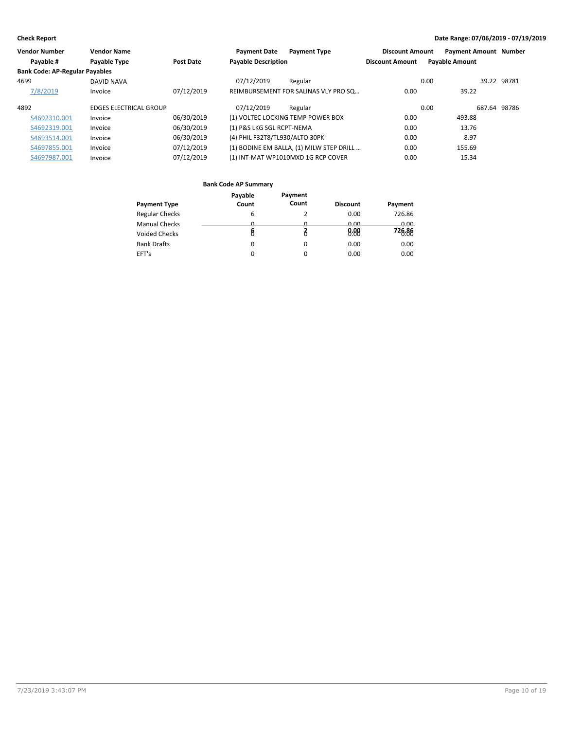**Check Report** — Date Range: 07/06/2019 - 07/19/2019

| Vendor Number | Vendor Name | | Payment Date | Payment Type | Discount Amount | Payment Amount | Number |
|---|---|---|---|---|---|---|---|
| Payable # | Payable Type | Post Date | Payable Description | | Discount Amount | Payable Amount | |
| **Bank Code: AP-Regular Payables** | | | | | | | |
| 4699 | DAVID NAVA | | 07/12/2019 | Regular | 0.00 | 39.22 | 98781 |
| 7/8/2019 | Invoice | 07/12/2019 | REIMBURSEMENT FOR SALINAS VLY PRO SQ… | | 0.00 | 39.22 | |
| 4892 | EDGES ELECTRICAL GROUP | | 07/12/2019 | Regular | 0.00 | 687.64 | 98786 |
| S4692310.001 | Invoice | 06/30/2019 | (1) VOLTEC LOCKING TEMP POWER BOX | | 0.00 | 493.88 | |
| S4692319.001 | Invoice | 06/30/2019 | (1) P&S LKG SGL RCPT-NEMA | | 0.00 | 13.76 | |
| S4693514.001 | Invoice | 06/30/2019 | (4) PHIL F32T8/TL930/ALTO 30PK | | 0.00 | 8.97 | |
| S4697855.001 | Invoice | 07/12/2019 | (1) BODINE EM BALLA, (1) MILW STEP DRILL … | | 0.00 | 155.69 | |
| S4697987.001 | Invoice | 07/12/2019 | (1) INT-MAT WP1010MXD 1G RCP COVER | | 0.00 | 15.34 | |

**Bank Code AP Summary**

| Payment Type | Payable Count | Payment Count | Discount | Payment |
|---|---|---|---|---|
| Regular Checks | 6 | 2 | 0.00 | 726.86 |
| Manual Checks | 0 | 0 | 0.00 | 0.00 |
| Voided Checks | 0 | 0 | 0.00 | 0.00 |
| | 6 | 2 | 0.00 | 726.86 |
| Bank Drafts | 0 | 0 | 0.00 | 0.00 |
| EFT's | 0 | 0 | 0.00 | 0.00 |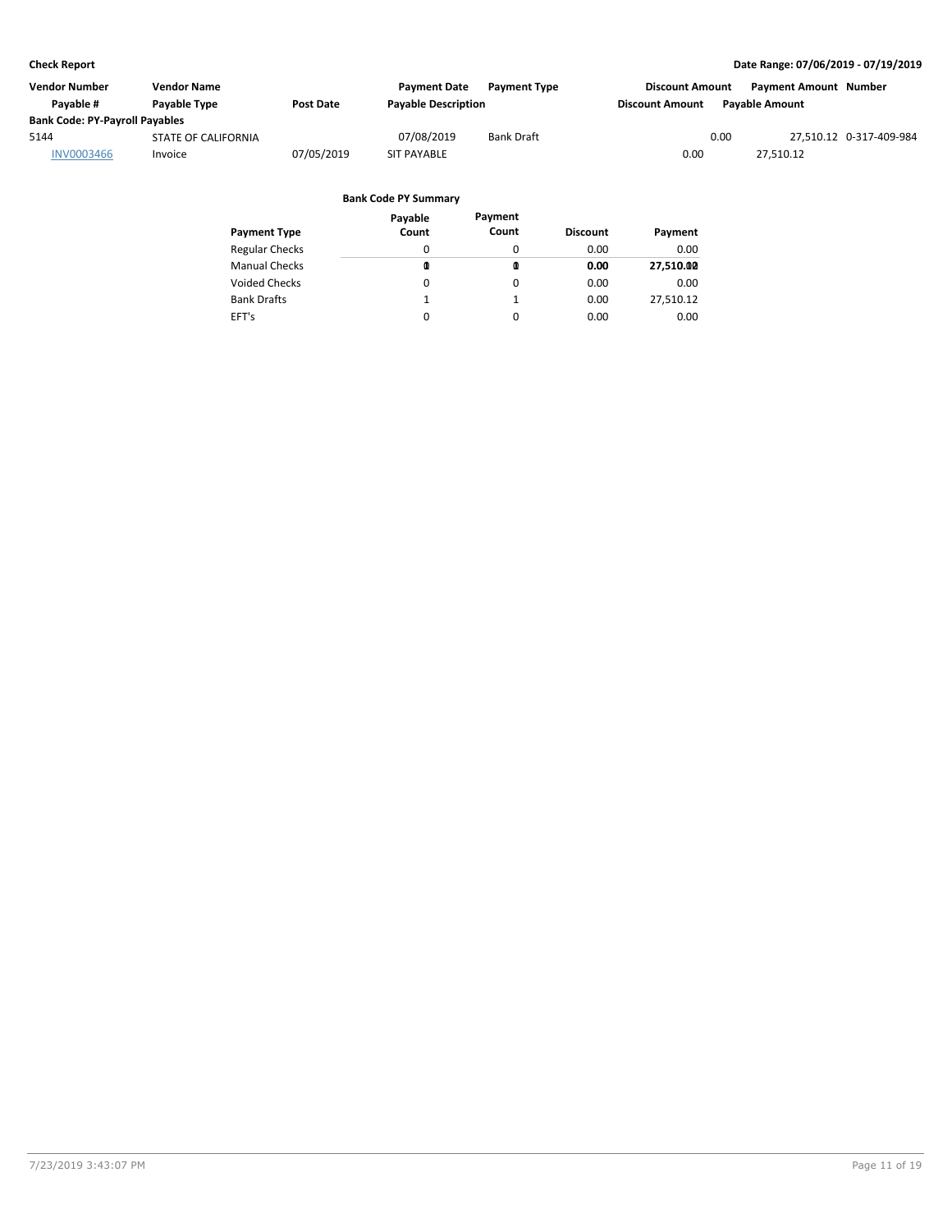**Check Report** — Date Range: 07/06/2019 - 07/19/2019

| Vendor Number | Vendor Name | | Payment Date | Payment Type | Discount Amount | Payment Amount | Number |
|---|---|---|---|---|---|---|---|
| Payable # | Payable Type | Post Date | Payable Description | | Discount Amount | Payable Amount | |
| **Bank Code: PY-Payroll Payables** | | | | | | | |
| 5144 | STATE OF CALIFORNIA | | 07/08/2019 | Bank Draft | 0.00 | 27,510.12 | 0-317-409-984 |
| INV0003466 | Invoice | 07/05/2019 | SIT PAYABLE | | 0.00 | 27,510.12 | |

**Bank Code PY Summary**

| Payment Type | Payable Count | Payment Count | Discount | Payment |
|---|---|---|---|---|
| Regular Checks | 0 | 0 | 0.00 | 0.00 |
| Manual Checks | 0 | 0 | 0.00 | 0.00 |
| Voided Checks | 0 | 0 | 0.00 | 0.00 |
| Bank Drafts | 1 | 1 | 0.00 | 27,510.12 |
| EFT's | 0 | 0 | 0.00 | 0.00 |
| | **1** | **1** | **0.00** | **27,510.12** |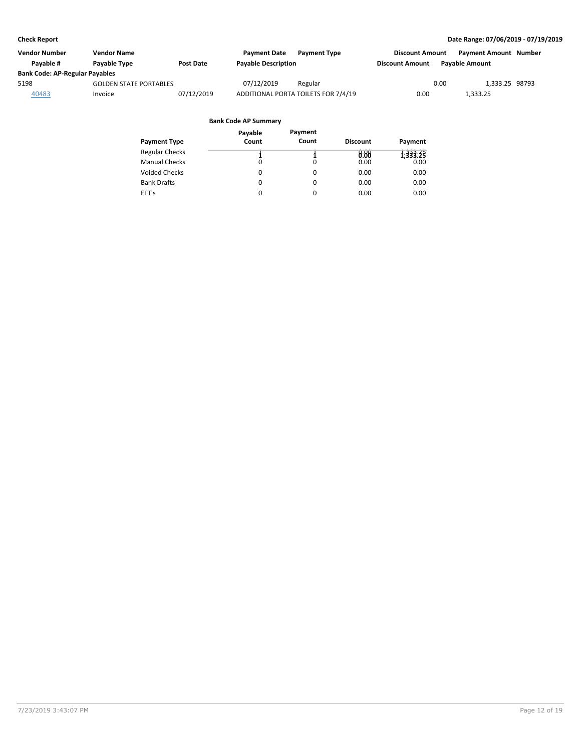**Check Report** — Date Range: 07/06/2019 - 07/19/2019

| Vendor Number | Vendor Name | | Payment Date | Payment Type | Discount Amount | Payment Amount | Number |
|---|---|---|---|---|---|---|---|
| Payable # | Payable Type | Post Date | Payable Description | | Discount Amount | Payable Amount | |
| **Bank Code: AP-Regular Payables** | | | | | | | |
| 5198 | GOLDEN STATE PORTABLES | | 07/12/2019 | Regular | 0.00 | 1,333.25 | 98793 |
| 40483 | Invoice | 07/12/2019 | ADDITIONAL PORTA TOILETS FOR 7/4/19 | | 0.00 | 1,333.25 | |

**Bank Code AP Summary**

| Payment Type | Payable Count | Payment Count | Discount | Payment |
|---|---|---|---|---|
| Regular Checks | 1 | 1 | 0.00 | 1,333.25 |
| Manual Checks | 0 | 0 | 0.00 | 0.00 |
| Voided Checks | 0 | 0 | 0.00 | 0.00 |
| Bank Drafts | 0 | 0 | 0.00 | 0.00 |
| EFT's | 0 | 0 | 0.00 | 0.00 |

7/23/2019 3:43:07 PM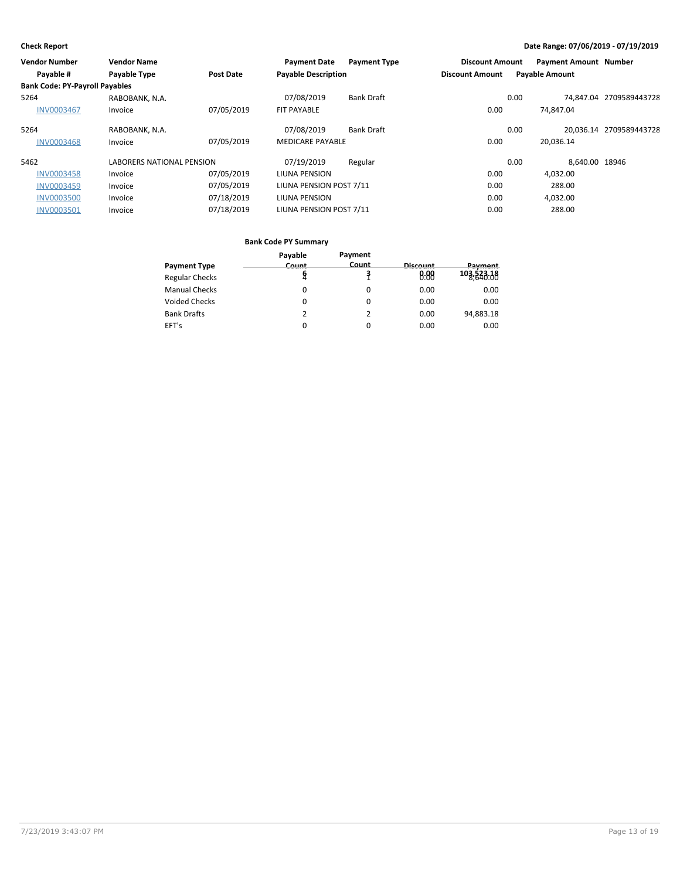| Vendor Number | Vendor Name | | Payment Date | Payment Type | Discount Amount | Payment Amount | Number |
|---|---|---|---|---|---|---|---|
| Payable # | Payable Type | Post Date | Payable Description | | Discount Amount | Payable Amount | |
| **Bank Code: PY-Payroll Payables** | | | | | | | |
| 5264 | RABOBANK, N.A. | | 07/08/2019 | Bank Draft | 0.00 | 74,847.04 | 2709589443728 |
| INV0003467 | Invoice | 07/05/2019 | FIT PAYABLE | | 0.00 | 74,847.04 | |
| 5264 | RABOBANK, N.A. | | 07/08/2019 | Bank Draft | 0.00 | 20,036.14 | 2709589443728 |
| INV0003468 | Invoice | 07/05/2019 | MEDICARE PAYABLE | | 0.00 | 20,036.14 | |
| 5462 | LABORERS NATIONAL PENSION | | 07/19/2019 | Regular | 0.00 | 8,640.00 | 18946 |
| INV0003458 | Invoice | 07/05/2019 | LIUNA PENSION | | 0.00 | 4,032.00 | |
| INV0003459 | Invoice | 07/05/2019 | LIUNA PENSION POST 7/11 | | 0.00 | 288.00 | |
| INV0003500 | Invoice | 07/18/2019 | LIUNA PENSION | | 0.00 | 4,032.00 | |
| INV0003501 | Invoice | 07/18/2019 | LIUNA PENSION POST 7/11 | | 0.00 | 288.00 | |

**Bank Code PY Summary**

| Payment Type | Payable Count | Payment Count | Discount | Payment |
|---|---|---|---|---|
| Regular Checks | 6 / 4 | 3 / 1 | 0.00 / 0.00 | 103,523.18 / 8,640.00 |
| Manual Checks | 0 | 0 | 0.00 | 0.00 |
| Voided Checks | 0 | 0 | 0.00 | 0.00 |
| Bank Drafts | 2 | 2 | 0.00 | 94,883.18 |
| EFT's | 0 | 0 | 0.00 | 0.00 |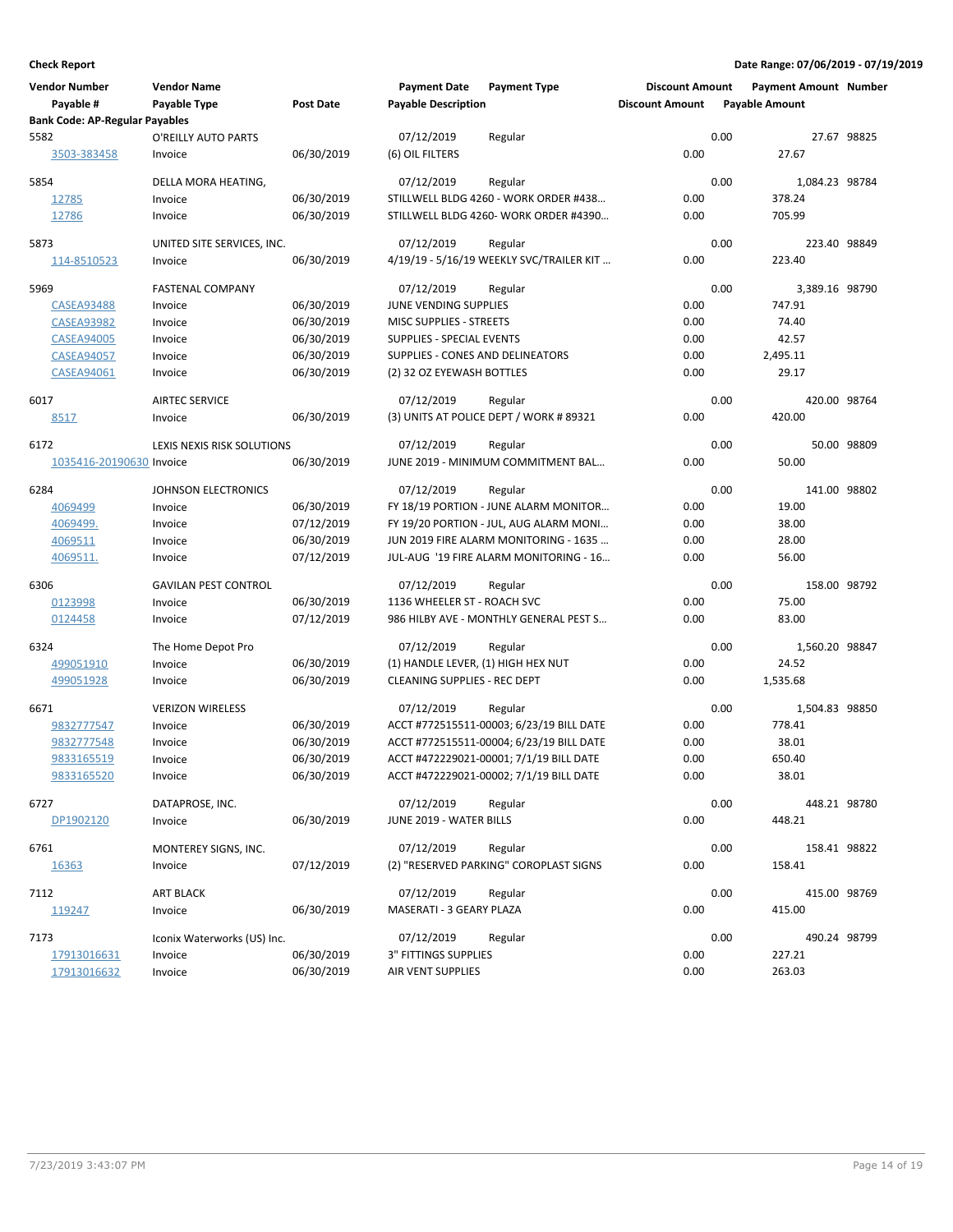**Check Report** — Date Range: 07/06/2019 - 07/19/2019

| Vendor Number | Vendor Name | | Payment Date | Payment Type | Discount Amount | Payment Amount | Number |
|---|---|---|---|---|---|---|---|
| Payable # | Payable Type | Post Date | Payable Description | | Discount Amount | Payable Amount | |
| **Bank Code: AP-Regular Payables** | | | | | | | |
| 5582 | O'REILLY AUTO PARTS | | 07/12/2019 | Regular | 0.00 | 27.67 | 98825 |
| 3503-383458 | Invoice | 06/30/2019 | (6) OIL FILTERS | | 0.00 | 27.67 | |
| 5854 | DELLA MORA HEATING, | | 07/12/2019 | Regular | 0.00 | 1,084.23 | 98784 |
| 12785 | Invoice | 06/30/2019 | STILLWELL BLDG 4260 - WORK ORDER #438… | | 0.00 | 378.24 | |
| 12786 | Invoice | 06/30/2019 | STILLWELL BLDG 4260- WORK ORDER #4390… | | 0.00 | 705.99 | |
| 5873 | UNITED SITE SERVICES, INC. | | 07/12/2019 | Regular | 0.00 | 223.40 | 98849 |
| 114-8510523 | Invoice | 06/30/2019 | 4/19/19 - 5/16/19 WEEKLY SVC/TRAILER KIT … | | 0.00 | 223.40 | |
| 5969 | FASTENAL COMPANY | | 07/12/2019 | Regular | 0.00 | 3,389.16 | 98790 |
| CASEA93488 | Invoice | 06/30/2019 | JUNE VENDING SUPPLIES | | 0.00 | 747.91 | |
| CASEA93982 | Invoice | 06/30/2019 | MISC SUPPLIES - STREETS | | 0.00 | 74.40 | |
| CASEA94005 | Invoice | 06/30/2019 | SUPPLIES - SPECIAL EVENTS | | 0.00 | 42.57 | |
| CASEA94057 | Invoice | 06/30/2019 | SUPPLIES - CONES AND DELINEATORS | | 0.00 | 2,495.11 | |
| CASEA94061 | Invoice | 06/30/2019 | (2) 32 OZ EYEWASH BOTTLES | | 0.00 | 29.17 | |
| 6017 | AIRTEC SERVICE | | 07/12/2019 | Regular | 0.00 | 420.00 | 98764 |
| 8517 | Invoice | 06/30/2019 | (3) UNITS AT POLICE DEPT / WORK # 89321 | | 0.00 | 420.00 | |
| 6172 | LEXIS NEXIS RISK SOLUTIONS | | 07/12/2019 | Regular | 0.00 | 50.00 | 98809 |
| 1035416-20190630 | Invoice | 06/30/2019 | JUNE 2019 - MINIMUM COMMITMENT BAL… | | 0.00 | 50.00 | |
| 6284 | JOHNSON ELECTRONICS | | 07/12/2019 | Regular | 0.00 | 141.00 | 98802 |
| 4069499 | Invoice | 06/30/2019 | FY 18/19 PORTION - JUNE ALARM MONITOR… | | 0.00 | 19.00 | |
| 4069499. | Invoice | 07/12/2019 | FY 19/20 PORTION - JUL, AUG ALARM MONI… | | 0.00 | 38.00 | |
| 4069511 | Invoice | 06/30/2019 | JUN 2019 FIRE ALARM MONITORING - 1635 … | | 0.00 | 28.00 | |
| 4069511. | Invoice | 07/12/2019 | JUL-AUG '19 FIRE ALARM MONITORING - 16… | | 0.00 | 56.00 | |
| 6306 | GAVILAN PEST CONTROL | | 07/12/2019 | Regular | 0.00 | 158.00 | 98792 |
| 0123998 | Invoice | 06/30/2019 | 1136 WHEELER ST - ROACH SVC | | 0.00 | 75.00 | |
| 0124458 | Invoice | 07/12/2019 | 986 HILBY AVE - MONTHLY GENERAL PEST S… | | 0.00 | 83.00 | |
| 6324 | The Home Depot Pro | | 07/12/2019 | Regular | 0.00 | 1,560.20 | 98847 |
| 499051910 | Invoice | 06/30/2019 | (1) HANDLE LEVER, (1) HIGH HEX NUT | | 0.00 | 24.52 | |
| 499051928 | Invoice | 06/30/2019 | CLEANING SUPPLIES - REC DEPT | | 0.00 | 1,535.68 | |
| 6671 | VERIZON WIRELESS | | 07/12/2019 | Regular | 0.00 | 1,504.83 | 98850 |
| 9832777547 | Invoice | 06/30/2019 | ACCT #772515511-00003; 6/23/19 BILL DATE | | 0.00 | 778.41 | |
| 9832777548 | Invoice | 06/30/2019 | ACCT #772515511-00004; 6/23/19 BILL DATE | | 0.00 | 38.01 | |
| 9833165519 | Invoice | 06/30/2019 | ACCT #472229021-00001; 7/1/19 BILL DATE | | 0.00 | 650.40 | |
| 9833165520 | Invoice | 06/30/2019 | ACCT #472229021-00002; 7/1/19 BILL DATE | | 0.00 | 38.01 | |
| 6727 | DATAPROSE, INC. | | 07/12/2019 | Regular | 0.00 | 448.21 | 98780 |
| DP1902120 | Invoice | 06/30/2019 | JUNE 2019 - WATER BILLS | | 0.00 | 448.21 | |
| 6761 | MONTEREY SIGNS, INC. | | 07/12/2019 | Regular | 0.00 | 158.41 | 98822 |
| 16363 | Invoice | 07/12/2019 | (2) "RESERVED PARKING" COROPLAST SIGNS | | 0.00 | 158.41 | |
| 7112 | ART BLACK | | 07/12/2019 | Regular | 0.00 | 415.00 | 98769 |
| 119247 | Invoice | 06/30/2019 | MASERATI - 3 GEARY PLAZA | | 0.00 | 415.00 | |
| 7173 | Iconix Waterworks (US) Inc. | | 07/12/2019 | Regular | 0.00 | 490.24 | 98799 |
| 17913016631 | Invoice | 06/30/2019 | 3" FITTINGS SUPPLIES | | 0.00 | 227.21 | |
| 17913016632 | Invoice | 06/30/2019 | AIR VENT SUPPLIES | | 0.00 | 263.03 | |

7/23/2019 3:43:07 PM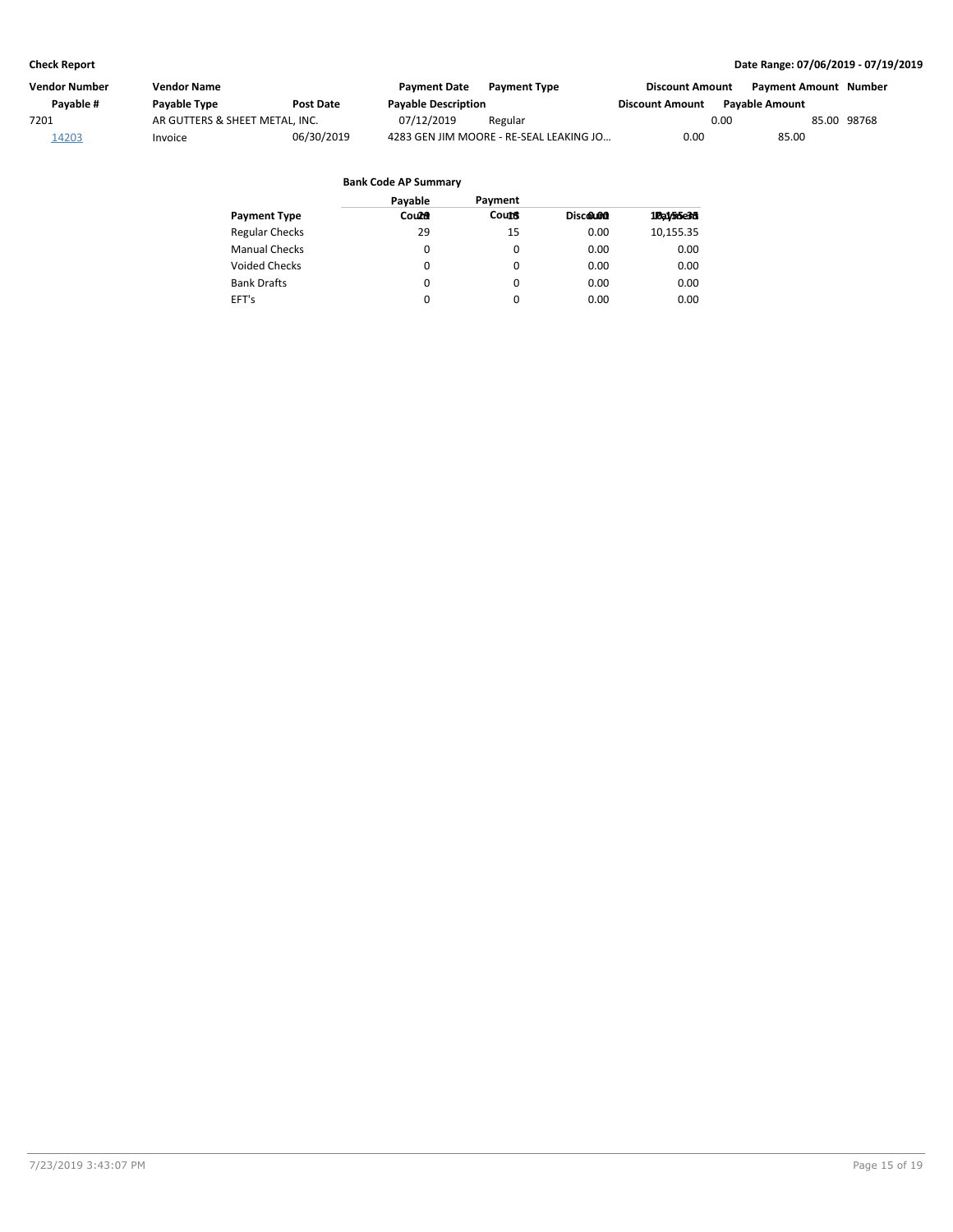| Vendor Number | Vendor Name | | Payment Date | Payment Type | Discount Amount | Payment Amount | Number |
|---|---|---|---|---|---|---|---|
| Payable # | Payable Type | Post Date | Payable Description | | Discount Amount | Payable Amount | |
| 7201 | AR GUTTERS & SHEET METAL, INC. | | 07/12/2019 | Regular | 0.00 | 85.00 | 98768 |
| 14203 | Invoice | 06/30/2019 | 4283 GEN JIM MOORE - RE-SEAL LEAKING JO… | | 0.00 | 85.00 | |

**Bank Code AP Summary**

| Payment Type | Payable Count | Payment Count | Discount | Payment |
|---|---|---|---|---|
| Regular Checks | 29 | 15 | 0.00 | 10,155.35 |
| Manual Checks | 0 | 0 | 0.00 | 0.00 |
| Voided Checks | 0 | 0 | 0.00 | 0.00 |
| Bank Drafts | 0 | 0 | 0.00 | 0.00 |
| EFT's | 0 | 0 | 0.00 | 0.00 |
| | 29 | 15 | 0.00 | 10,155.35 |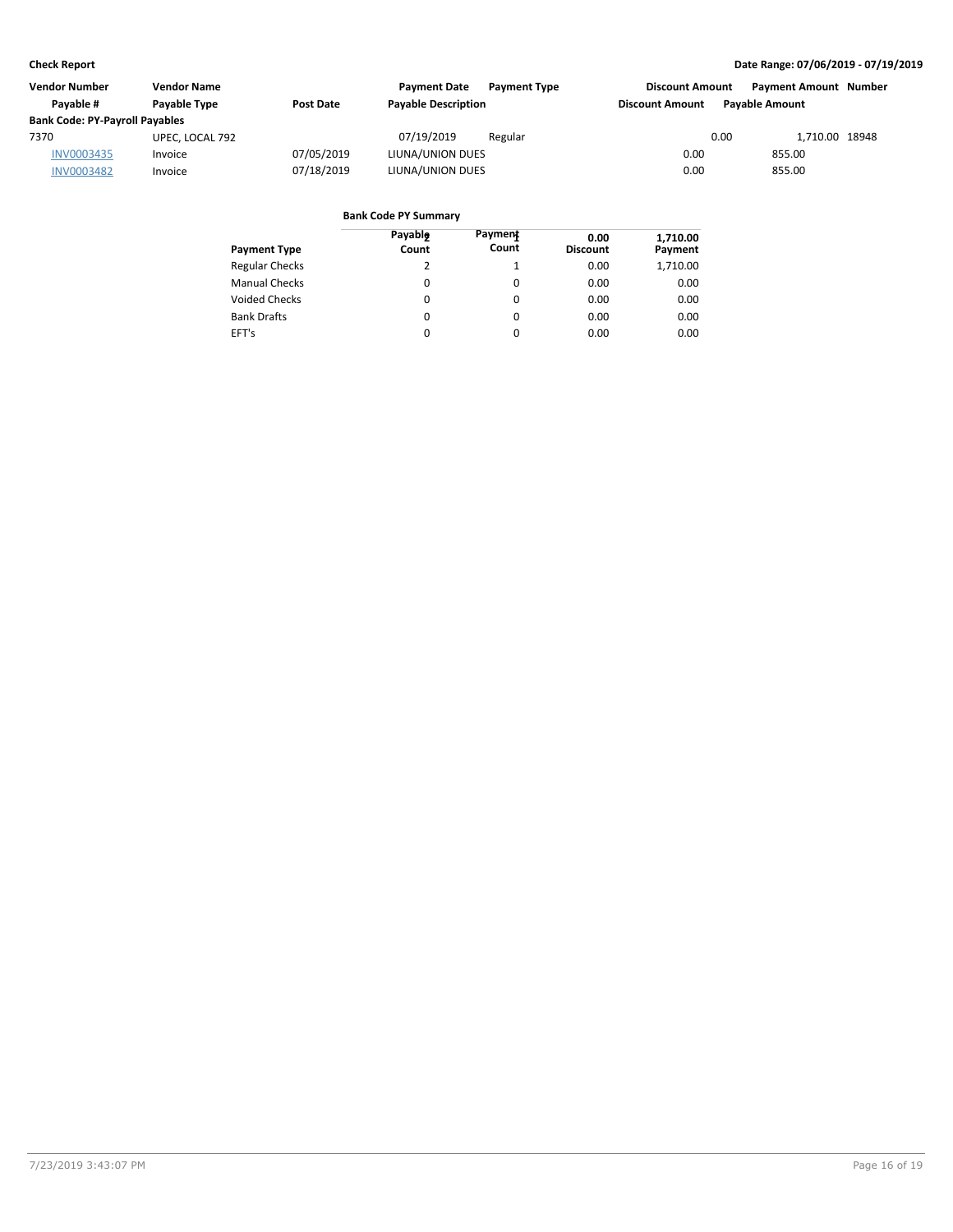| Vendor Number | Vendor Name | | Payment Date | Payment Type | Discount Amount | Payment Amount | Number |
|---|---|---|---|---|---|---|---|
| Payable # | Payable Type | Post Date | Payable Description | | Discount Amount | Payable Amount | |
| **Bank Code: PY-Payroll Payables** | | | | | | | |
| 7370 | UPEC, LOCAL 792 | | 07/19/2019 | Regular | 0.00 | 1,710.00 | 18948 |
| INV0003435 | Invoice | 07/05/2019 | LIUNA/UNION DUES | | 0.00 | 855.00 | |
| INV0003482 | Invoice | 07/18/2019 | LIUNA/UNION DUES | | 0.00 | 855.00 | |

**Bank Code PY Summary**

| Payment Type | Payable Count | Payment Count | Discount | Payment |
|---|---|---|---|---|
| Regular Checks | 2 | 1 | 0.00 | 1,710.00 |
| Manual Checks | 0 | 0 | 0.00 | 0.00 |
| Voided Checks | 0 | 0 | 0.00 | 0.00 |
| Bank Drafts | 0 | 0 | 0.00 | 0.00 |
| EFT's | 0 | 0 | 0.00 | 0.00 |
| | 2 | 1 | 0.00 | 1,710.00 |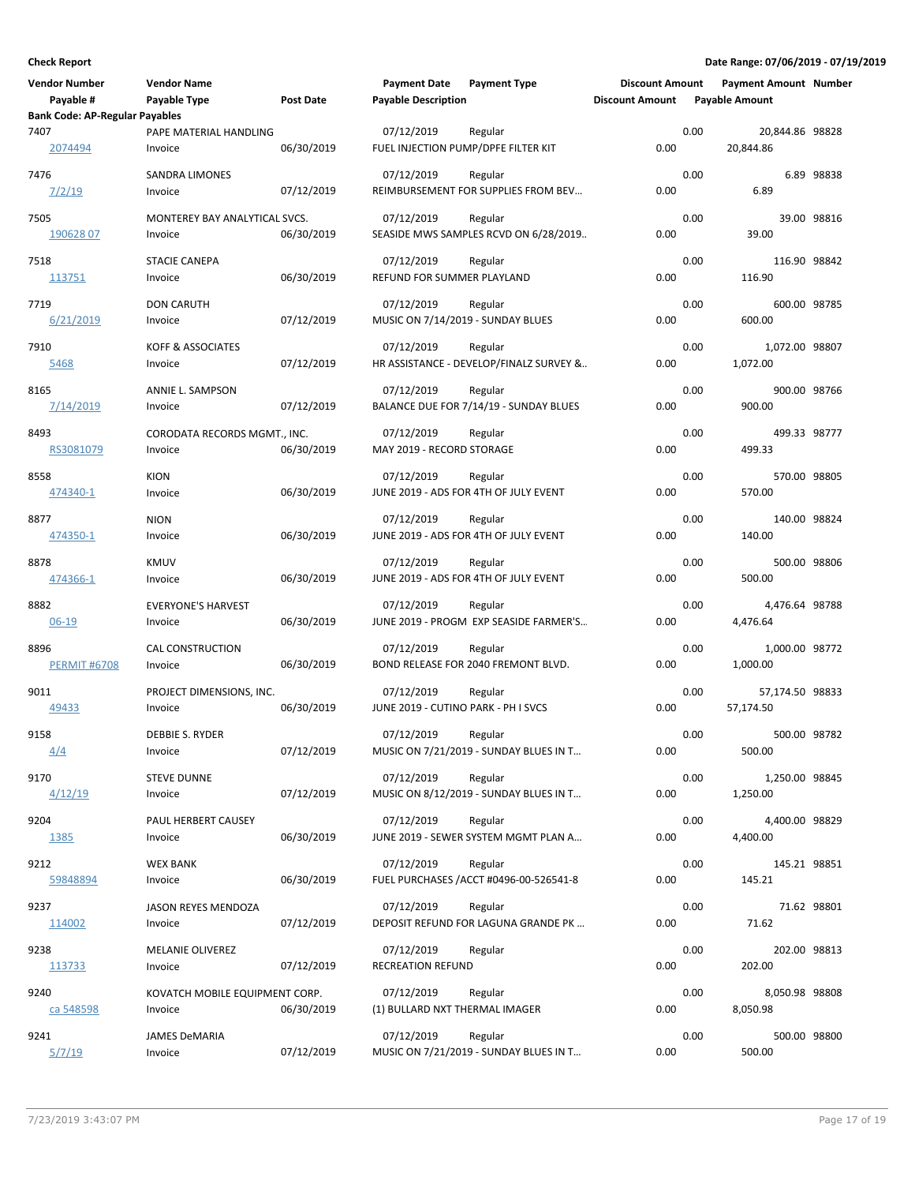**Check Report**

**Date Range: 07/06/2019 - 07/19/2019**

| Vendor Number | Vendor Name | | Payment Date | Payment Type | Discount Amount | Payment Amount | Number |
|---|---|---|---|---|---|---|---|
| Payable # | Payable Type | Post Date | Payable Description | | Discount Amount | Payable Amount | |
| **Bank Code: AP-Regular Payables** | | | | | | | |
| 7407 | PAPE MATERIAL HANDLING | | 07/12/2019 | Regular | 0.00 | 20,844.86 | 98828 |
| 2074494 | Invoice | 06/30/2019 | FUEL INJECTION PUMP/DPFE FILTER KIT | | 0.00 | 20,844.86 | |
| 7476 | SANDRA LIMONES | | 07/12/2019 | Regular | 0.00 | 6.89 | 98838 |
| 7/2/19 | Invoice | 07/12/2019 | REIMBURSEMENT FOR SUPPLIES FROM BEV… | | 0.00 | 6.89 | |
| 7505 | MONTEREY BAY ANALYTICAL SVCS. | | 07/12/2019 | Regular | 0.00 | 39.00 | 98816 |
| 190628 07 | Invoice | 06/30/2019 | SEASIDE MWS SAMPLES RCVD ON 6/28/2019.. | | 0.00 | 39.00 | |
| 7518 | STACIE CANEPA | | 07/12/2019 | Regular | 0.00 | 116.90 | 98842 |
| 113751 | Invoice | 06/30/2019 | REFUND FOR SUMMER PLAYLAND | | 0.00 | 116.90 | |
| 7719 | DON CARUTH | | 07/12/2019 | Regular | 0.00 | 600.00 | 98785 |
| 6/21/2019 | Invoice | 07/12/2019 | MUSIC ON 7/14/2019 - SUNDAY BLUES | | 0.00 | 600.00 | |
| 7910 | KOFF & ASSOCIATES | | 07/12/2019 | Regular | 0.00 | 1,072.00 | 98807 |
| 5468 | Invoice | 07/12/2019 | HR ASSISTANCE - DEVELOP/FINALZ SURVEY &.. | | 0.00 | 1,072.00 | |
| 8165 | ANNIE L. SAMPSON | | 07/12/2019 | Regular | 0.00 | 900.00 | 98766 |
| 7/14/2019 | Invoice | 07/12/2019 | BALANCE DUE FOR 7/14/19 - SUNDAY BLUES | | 0.00 | 900.00 | |
| 8493 | CORODATA RECORDS MGMT., INC. | | 07/12/2019 | Regular | 0.00 | 499.33 | 98777 |
| RS3081079 | Invoice | 06/30/2019 | MAY 2019 - RECORD STORAGE | | 0.00 | 499.33 | |
| 8558 | KION | | 07/12/2019 | Regular | 0.00 | 570.00 | 98805 |
| 474340-1 | Invoice | 06/30/2019 | JUNE 2019 - ADS FOR 4TH OF JULY EVENT | | 0.00 | 570.00 | |
| 8877 | NION | | 07/12/2019 | Regular | 0.00 | 140.00 | 98824 |
| 474350-1 | Invoice | 06/30/2019 | JUNE 2019 - ADS FOR 4TH OF JULY EVENT | | 0.00 | 140.00 | |
| 8878 | KMUV | | 07/12/2019 | Regular | 0.00 | 500.00 | 98806 |
| 474366-1 | Invoice | 06/30/2019 | JUNE 2019 - ADS FOR 4TH OF JULY EVENT | | 0.00 | 500.00 | |
| 8882 | EVERYONE'S HARVEST | | 07/12/2019 | Regular | 0.00 | 4,476.64 | 98788 |
| 06-19 | Invoice | 06/30/2019 | JUNE 2019 - PROGM EXP SEASIDE FARMER'S… | | 0.00 | 4,476.64 | |
| 8896 | CAL CONSTRUCTION | | 07/12/2019 | Regular | 0.00 | 1,000.00 | 98772 |
| PERMIT #6708 | Invoice | 06/30/2019 | BOND RELEASE FOR 2040 FREMONT BLVD. | | 0.00 | 1,000.00 | |
| 9011 | PROJECT DIMENSIONS, INC. | | 07/12/2019 | Regular | 0.00 | 57,174.50 | 98833 |
| 49433 | Invoice | 06/30/2019 | JUNE 2019 - CUTINO PARK - PH I SVCS | | 0.00 | 57,174.50 | |
| 9158 | DEBBIE S. RYDER | | 07/12/2019 | Regular | 0.00 | 500.00 | 98782 |
| 4/4 | Invoice | 07/12/2019 | MUSIC ON 7/21/2019 - SUNDAY BLUES IN T… | | 0.00 | 500.00 | |
| 9170 | STEVE DUNNE | | 07/12/2019 | Regular | 0.00 | 1,250.00 | 98845 |
| 4/12/19 | Invoice | 07/12/2019 | MUSIC ON 8/12/2019 - SUNDAY BLUES IN T… | | 0.00 | 1,250.00 | |
| 9204 | PAUL HERBERT CAUSEY | | 07/12/2019 | Regular | 0.00 | 4,400.00 | 98829 |
| 1385 | Invoice | 06/30/2019 | JUNE 2019 - SEWER SYSTEM MGMT PLAN A… | | 0.00 | 4,400.00 | |
| 9212 | WEX BANK | | 07/12/2019 | Regular | 0.00 | 145.21 | 98851 |
| 59848894 | Invoice | 06/30/2019 | FUEL PURCHASES /ACCT #0496-00-526541-8 | | 0.00 | 145.21 | |
| 9237 | JASON REYES MENDOZA | | 07/12/2019 | Regular | 0.00 | 71.62 | 98801 |
| 114002 | Invoice | 07/12/2019 | DEPOSIT REFUND FOR LAGUNA GRANDE PK … | | 0.00 | 71.62 | |
| 9238 | MELANIE OLIVEREZ | | 07/12/2019 | Regular | 0.00 | 202.00 | 98813 |
| 113733 | Invoice | 07/12/2019 | RECREATION REFUND | | 0.00 | 202.00 | |
| 9240 | KOVATCH MOBILE EQUIPMENT CORP. | | 07/12/2019 | Regular | 0.00 | 8,050.98 | 98808 |
| ca 548598 | Invoice | 06/30/2019 | (1) BULLARD NXT THERMAL IMAGER | | 0.00 | 8,050.98 | |
| 9241 | JAMES DeMARIA | | 07/12/2019 | Regular | 0.00 | 500.00 | 98800 |
| 5/7/19 | Invoice | 07/12/2019 | MUSIC ON 7/21/2019 - SUNDAY BLUES IN T… | | 0.00 | 500.00 | |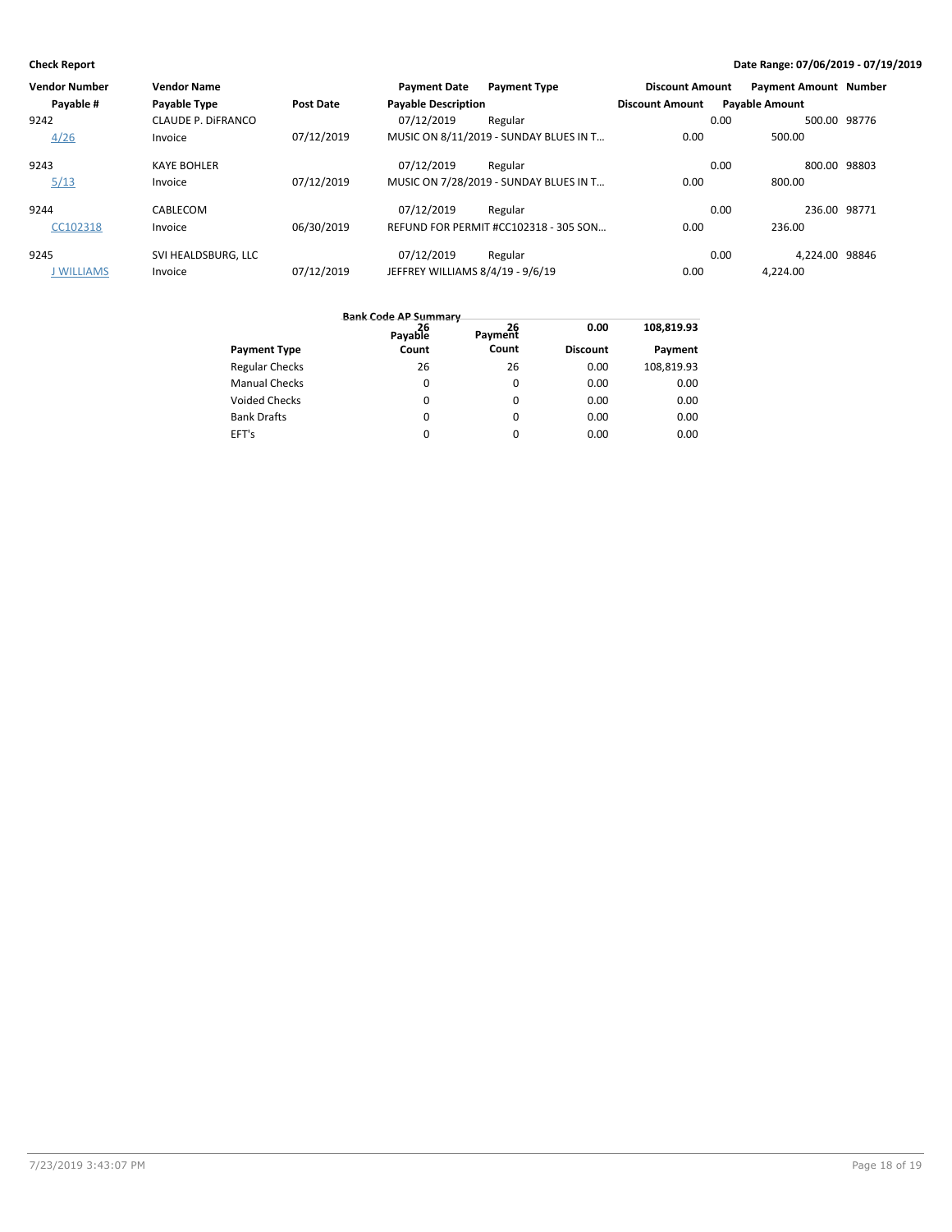| Vendor Number | Vendor Name | | Payment Date | Payment Type | Discount Amount | Payment Amount | Number |
|---|---|---|---|---|---|---|---|
| Payable # | Payable Type | Post Date | Payable Description | | Discount Amount | Payable Amount | |
| 9242 | CLAUDE P. DiFRANCO | | 07/12/2019 | Regular | 0.00 | 500.00 | 98776 |
| 4/26 | Invoice | 07/12/2019 | MUSIC ON 8/11/2019 - SUNDAY BLUES IN T... | | 0.00 | 500.00 | |
| 9243 | KAYE BOHLER | | 07/12/2019 | Regular | 0.00 | 800.00 | 98803 |
| 5/13 | Invoice | 07/12/2019 | MUSIC ON 7/28/2019 - SUNDAY BLUES IN T... | | 0.00 | 800.00 | |
| 9244 | CABLECOM | | 07/12/2019 | Regular | 0.00 | 236.00 | 98771 |
| CC102318 | Invoice | 06/30/2019 | REFUND FOR PERMIT #CC102318 - 305 SON... | | 0.00 | 236.00 | |
| 9245 | SVI HEALDSBURG, LLC | | 07/12/2019 | Regular | 0.00 | 4,224.00 | 98846 |
| J WILLIAMS | Invoice | 07/12/2019 | JEFFREY WILLIAMS 8/4/19 - 9/6/19 | | 0.00 | 4,224.00 | |

**Bank Code AP Summary**

| Payment Type | Payable Count | Payment Count | Discount | Payment |
|---|---|---|---|---|
| | 26 | 26 | 0.00 | 108,819.93 |
| Regular Checks | 26 | 26 | 0.00 | 108,819.93 |
| Manual Checks | 0 | 0 | 0.00 | 0.00 |
| Voided Checks | 0 | 0 | 0.00 | 0.00 |
| Bank Drafts | 0 | 0 | 0.00 | 0.00 |
| EFT's | 0 | 0 | 0.00 | 0.00 |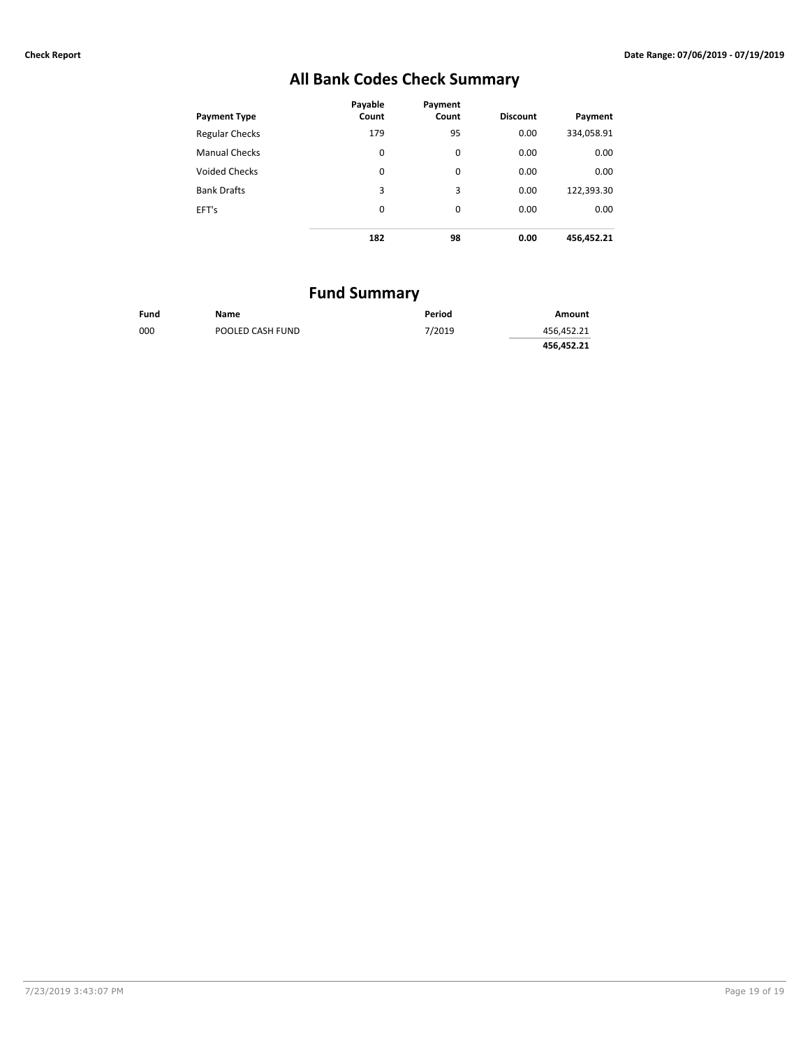## All Bank Codes Check Summary

| Payment Type | Payable Count | Payment Count | Discount | Payment |
|---|---|---|---|---|
| Regular Checks | 179 | 95 | 0.00 | 334,058.91 |
| Manual Checks | 0 | 0 | 0.00 | 0.00 |
| Voided Checks | 0 | 0 | 0.00 | 0.00 |
| Bank Drafts | 3 | 3 | 0.00 | 122,393.30 |
| EFT's | 0 | 0 | 0.00 | 0.00 |
| | **182** | **98** | **0.00** | **456,452.21** |

## Fund Summary

| Fund | Name | Period | Amount |
|---|---|---|---|
| 000 | POOLED CASH FUND | 7/2019 | 456,452.21 |
| | | | **456,452.21** |